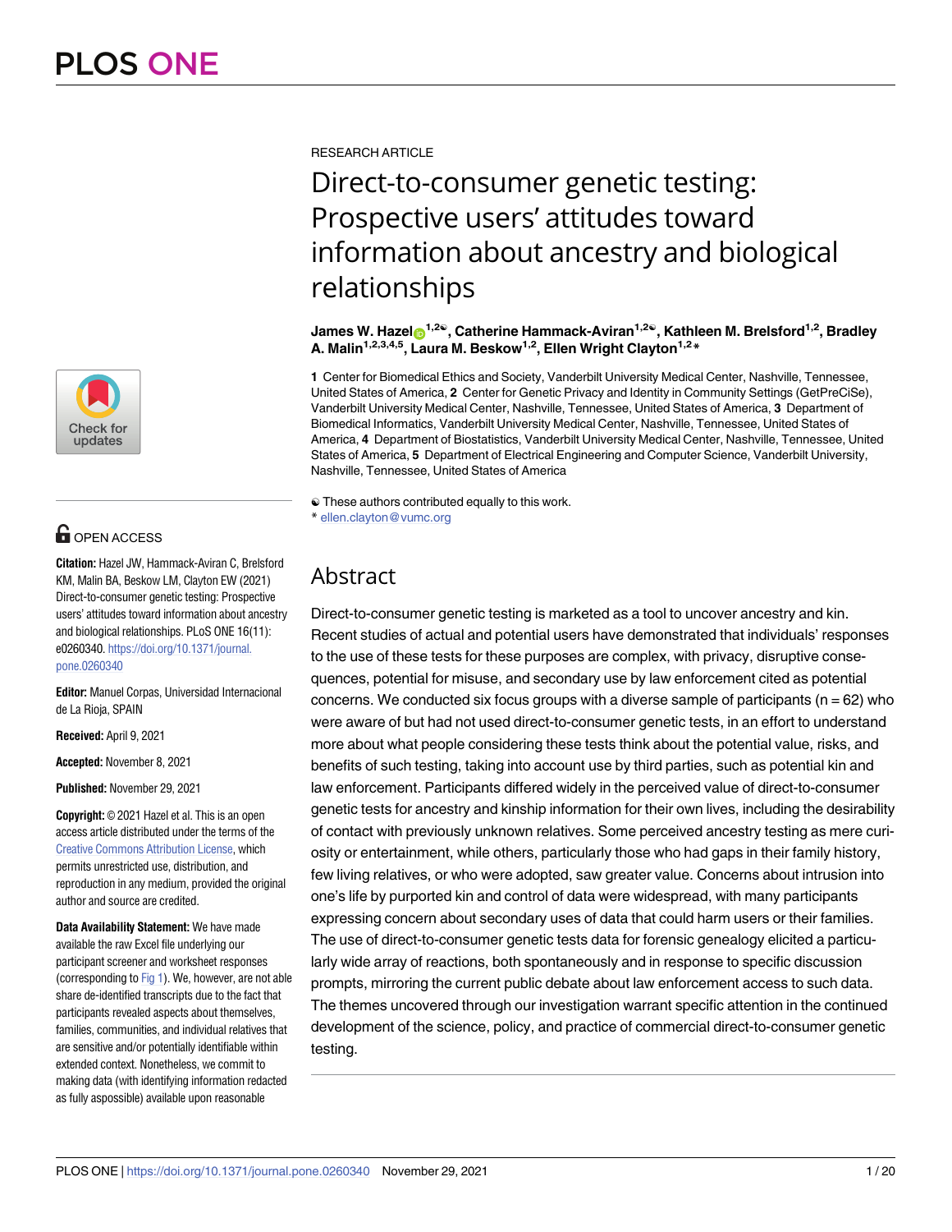RESEARCH ARTICLE

# Direct-to-consumer genetic testing: Prospective users' attitudes toward information about ancestry and biological relationships

**James W. Hazel**[1,2☯], **Catherine Hammack-Aviran**[1,2☯], **Kathleen M. Brelsford**[1,2], **Bradley A. Malin**[1,2,3,4,5], **Laura M. Beskow**[1,2], **Ellen Wright Clayton**[1,2]*

**1** Center for Biomedical Ethics and Society, Vanderbilt University Medical Center, Nashville, Tennessee, United States of America, **2** Center for Genetic Privacy and Identity in Community Settings (GetPreCiSe), Vanderbilt University Medical Center, Nashville, Tennessee, United States of America, **3** Department of Biomedical Informatics, Vanderbilt University Medical Center, Nashville, Tennessee, United States of America, **4** Department of Biostatistics, Vanderbilt University Medical Center, Nashville, Tennessee, United States of America, **5** Department of Electrical Engineering and Computer Science, Vanderbilt University, Nashville, Tennessee, United States of America

☯ These authors contributed equally to this work.
* ellen.clayton@vumc.org

OPEN ACCESS

**Citation:** Hazel JW, Hammack-Aviran C, Brelsford KM, Malin BA, Beskow LM, Clayton EW (2021) Direct-to-consumer genetic testing: Prospective users' attitudes toward information about ancestry and biological relationships. PLoS ONE 16(11): e0260340. https://doi.org/10.1371/journal.pone.0260340

**Editor:** Manuel Corpas, Universidad Internacional de La Rioja, SPAIN

**Received:** April 9, 2021

**Accepted:** November 8, 2021

**Published:** November 29, 2021

**Copyright:** © 2021 Hazel et al. This is an open access article distributed under the terms of the Creative Commons Attribution License, which permits unrestricted use, distribution, and reproduction in any medium, provided the original author and source are credited.

**Data Availability Statement:** We have made available the raw Excel file underlying our participant screener and worksheet responses (corresponding to Fig 1). We, however, are not able share de-identified transcripts due to the fact that participants revealed aspects about themselves, families, communities, and individual relatives that are sensitive and/or potentially identifiable within extended context. Nonetheless, we commit to making data (with identifying information redacted as fully aspossible) available upon reasonable

## Abstract

Direct-to-consumer genetic testing is marketed as a tool to uncover ancestry and kin. Recent studies of actual and potential users have demonstrated that individuals' responses to the use of these tests for these purposes are complex, with privacy, disruptive consequences, potential for misuse, and secondary use by law enforcement cited as potential concerns. We conducted six focus groups with a diverse sample of participants (n = 62) who were aware of but had not used direct-to-consumer genetic tests, in an effort to understand more about what people considering these tests think about the potential value, risks, and benefits of such testing, taking into account use by third parties, such as potential kin and law enforcement. Participants differed widely in the perceived value of direct-to-consumer genetic tests for ancestry and kinship information for their own lives, including the desirability of contact with previously unknown relatives. Some perceived ancestry testing as mere curiosity or entertainment, while others, particularly those who had gaps in their family history, few living relatives, or who were adopted, saw greater value. Concerns about intrusion into one's life by purported kin and control of data were widespread, with many participants expressing concern about secondary uses of data that could harm users or their families. The use of direct-to-consumer genetic tests data for forensic genealogy elicited a particularly wide array of reactions, both spontaneously and in response to specific discussion prompts, mirroring the current public debate about law enforcement access to such data. The themes uncovered through our investigation warrant specific attention in the continued development of the science, policy, and practice of commercial direct-to-consumer genetic testing.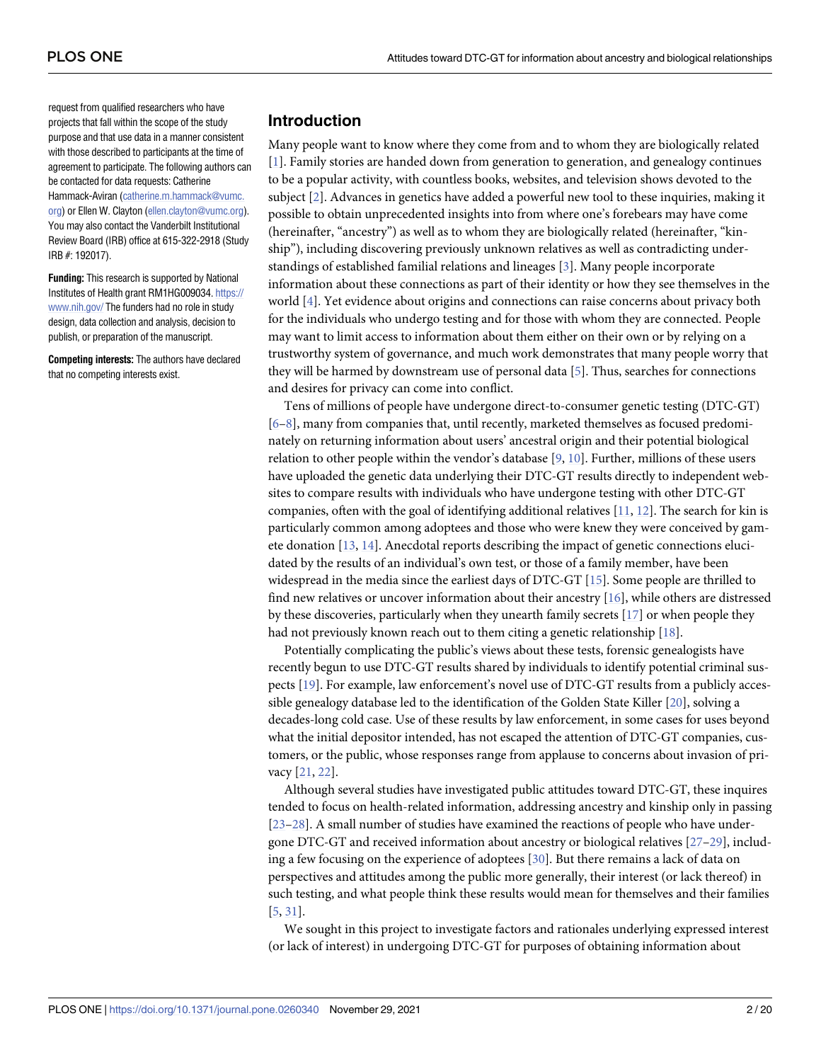request from qualified researchers who have projects that fall within the scope of the study purpose and that use data in a manner consistent with those described to participants at the time of agreement to participate. The following authors can be contacted for data requests: Catherine Hammack-Aviran (catherine.m.hammack@vumc.org) or Ellen W. Clayton (ellen.clayton@vumc.org). You may also contact the Vanderbilt Institutional Review Board (IRB) office at 615-322-2918 (Study IRB #: 192017).

**Funding:** This research is supported by National Institutes of Health grant RM1HG009034. https://www.nih.gov/ The funders had no role in study design, data collection and analysis, decision to publish, or preparation of the manuscript.

**Competing interests:** The authors have declared that no competing interests exist.

## Introduction

Many people want to know where they come from and to whom they are biologically related [1]. Family stories are handed down from generation to generation, and genealogy continues to be a popular activity, with countless books, websites, and television shows devoted to the subject [2]. Advances in genetics have added a powerful new tool to these inquiries, making it possible to obtain unprecedented insights into from where one's forebears may have come (hereinafter, "ancestry") as well as to whom they are biologically related (hereinafter, "kinship"), including discovering previously unknown relatives as well as contradicting understandings of established familial relations and lineages [3]. Many people incorporate information about these connections as part of their identity or how they see themselves in the world [4]. Yet evidence about origins and connections can raise concerns about privacy both for the individuals who undergo testing and for those with whom they are connected. People may want to limit access to information about them either on their own or by relying on a trustworthy system of governance, and much work demonstrates that many people worry that they will be harmed by downstream use of personal data [5]. Thus, searches for connections and desires for privacy can come into conflict.

Tens of millions of people have undergone direct-to-consumer genetic testing (DTC-GT) [6–8], many from companies that, until recently, marketed themselves as focused predominately on returning information about users' ancestral origin and their potential biological relation to other people within the vendor's database [9, 10]. Further, millions of these users have uploaded the genetic data underlying their DTC-GT results directly to independent websites to compare results with individuals who have undergone testing with other DTC-GT companies, often with the goal of identifying additional relatives [11, 12]. The search for kin is particularly common among adoptees and those who were knew they were conceived by gamete donation [13, 14]. Anecdotal reports describing the impact of genetic connections elucidated by the results of an individual's own test, or those of a family member, have been widespread in the media since the earliest days of DTC-GT [15]. Some people are thrilled to find new relatives or uncover information about their ancestry [16], while others are distressed by these discoveries, particularly when they unearth family secrets [17] or when people they had not previously known reach out to them citing a genetic relationship [18].

Potentially complicating the public's views about these tests, forensic genealogists have recently begun to use DTC-GT results shared by individuals to identify potential criminal suspects [19]. For example, law enforcement's novel use of DTC-GT results from a publicly accessible genealogy database led to the identification of the Golden State Killer [20], solving a decades-long cold case. Use of these results by law enforcement, in some cases for uses beyond what the initial depositor intended, has not escaped the attention of DTC-GT companies, customers, or the public, whose responses range from applause to concerns about invasion of privacy [21, 22].

Although several studies have investigated public attitudes toward DTC-GT, these inquires tended to focus on health-related information, addressing ancestry and kinship only in passing [23–28]. A small number of studies have examined the reactions of people who have undergone DTC-GT and received information about ancestry or biological relatives [27–29], including a few focusing on the experience of adoptees [30]. But there remains a lack of data on perspectives and attitudes among the public more generally, their interest (or lack thereof) in such testing, and what people think these results would mean for themselves and their families [5, 31].

We sought in this project to investigate factors and rationales underlying expressed interest (or lack of interest) in undergoing DTC-GT for purposes of obtaining information about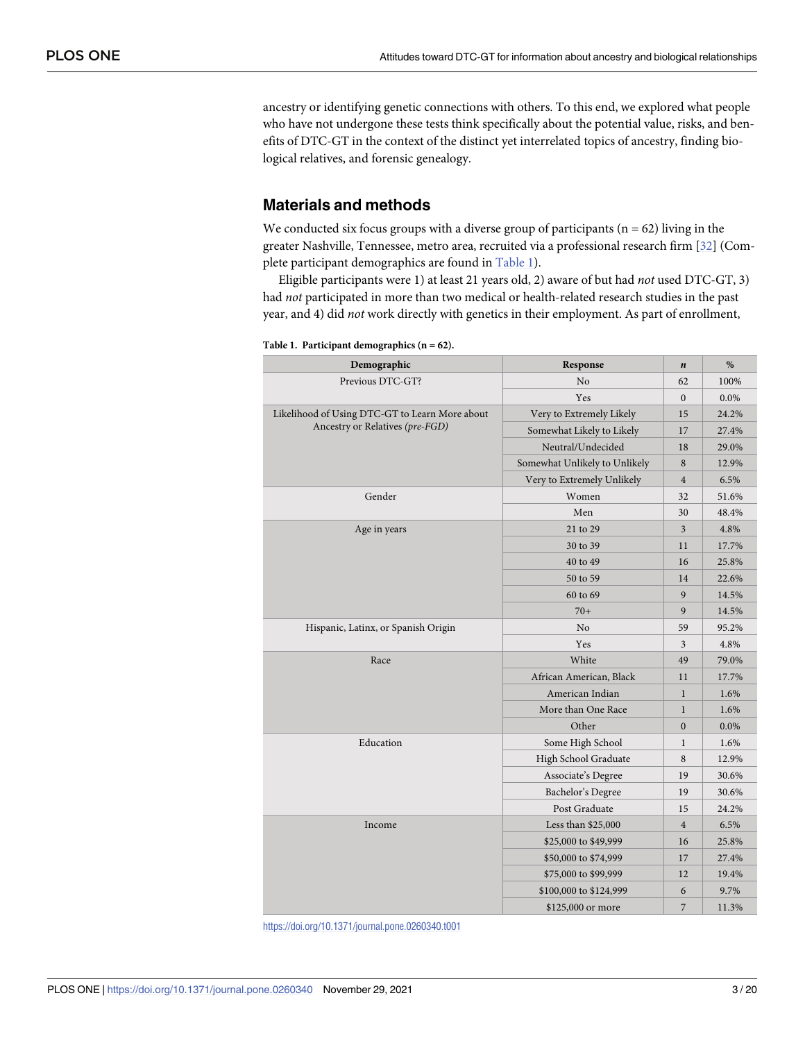ancestry or identifying genetic connections with others. To this end, we explored what people who have not undergone these tests think specifically about the potential value, risks, and benefits of DTC-GT in the context of the distinct yet interrelated topics of ancestry, finding biological relatives, and forensic genealogy.

## Materials and methods

We conducted six focus groups with a diverse group of participants (n = 62) living in the greater Nashville, Tennessee, metro area, recruited via a professional research firm [32] (Complete participant demographics are found in Table 1).

Eligible participants were 1) at least 21 years old, 2) aware of but had *not* used DTC-GT, 3) had *not* participated in more than two medical or health-related research studies in the past year, and 4) did *not* work directly with genetics in their employment. As part of enrollment,

**Table 1. Participant demographics (n = 62).**

| Demographic | Response | *n* | % |
|---|---|---|---|
| Previous DTC-GT? | No | 62 | 100% |
| | Yes | 0 | 0.0% |
| Likelihood of Using DTC-GT to Learn More about Ancestry or Relatives *(pre-FGD)* | Very to Extremely Likely | 15 | 24.2% |
| | Somewhat Likely to Likely | 17 | 27.4% |
| | Neutral/Undecided | 18 | 29.0% |
| | Somewhat Unlikely to Unlikely | 8 | 12.9% |
| | Very to Extremely Unlikely | 4 | 6.5% |
| Gender | Women | 32 | 51.6% |
| | Men | 30 | 48.4% |
| Age in years | 21 to 29 | 3 | 4.8% |
| | 30 to 39 | 11 | 17.7% |
| | 40 to 49 | 16 | 25.8% |
| | 50 to 59 | 14 | 22.6% |
| | 60 to 69 | 9 | 14.5% |
| | 70+ | 9 | 14.5% |
| Hispanic, Latinx, or Spanish Origin | No | 59 | 95.2% |
| | Yes | 3 | 4.8% |
| Race | White | 49 | 79.0% |
| | African American, Black | 11 | 17.7% |
| | American Indian | 1 | 1.6% |
| | More than One Race | 1 | 1.6% |
| | Other | 0 | 0.0% |
| Education | Some High School | 1 | 1.6% |
| | High School Graduate | 8 | 12.9% |
| | Associate's Degree | 19 | 30.6% |
| | Bachelor's Degree | 19 | 30.6% |
| | Post Graduate | 15 | 24.2% |
| Income | Less than $25,000 | 4 | 6.5% |
| | $25,000 to $49,999 | 16 | 25.8% |
| | $50,000 to $74,999 | 17 | 27.4% |
| | $75,000 to $99,999 | 12 | 19.4% |
| | $100,000 to $124,999 | 6 | 9.7% |
| | $125,000 or more | 7 | 11.3% |

https://doi.org/10.1371/journal.pone.0260340.t001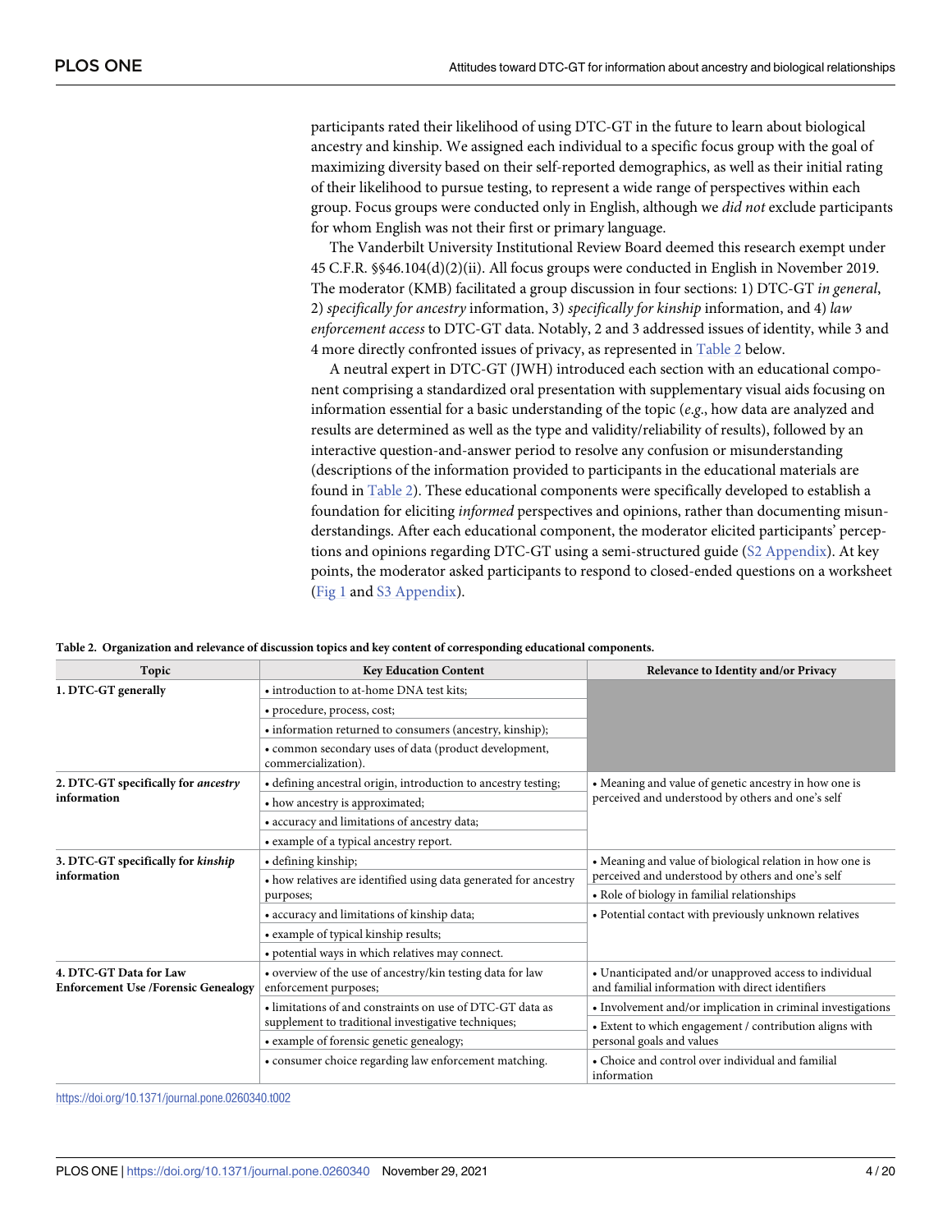participants rated their likelihood of using DTC-GT in the future to learn about biological ancestry and kinship. We assigned each individual to a specific focus group with the goal of maximizing diversity based on their self-reported demographics, as well as their initial rating of their likelihood to pursue testing, to represent a wide range of perspectives within each group. Focus groups were conducted only in English, although we *did not* exclude participants for whom English was not their first or primary language.

The Vanderbilt University Institutional Review Board deemed this research exempt under 45 C.F.R. §§46.104(d)(2)(ii). All focus groups were conducted in English in November 2019. The moderator (KMB) facilitated a group discussion in four sections: 1) DTC-GT *in general*, 2) *specifically for ancestry* information, 3) *specifically for kinship* information, and 4) *law enforcement access* to DTC-GT data. Notably, 2 and 3 addressed issues of identity, while 3 and 4 more directly confronted issues of privacy, as represented in Table 2 below.

A neutral expert in DTC-GT (JWH) introduced each section with an educational component comprising a standardized oral presentation with supplementary visual aids focusing on information essential for a basic understanding of the topic (*e.g.*, how data are analyzed and results are determined as well as the type and validity/reliability of results), followed by an interactive question-and-answer period to resolve any confusion or misunderstanding (descriptions of the information provided to participants in the educational materials are found in Table 2). These educational components were specifically developed to establish a foundation for eliciting *informed* perspectives and opinions, rather than documenting misunderstandings. After each educational component, the moderator elicited participants' perceptions and opinions regarding DTC-GT using a semi-structured guide (S2 Appendix). At key points, the moderator asked participants to respond to closed-ended questions on a worksheet (Fig 1 and S3 Appendix).

**Table 2. Organization and relevance of discussion topics and key content of corresponding educational components.**

| Topic | Key Education Content | Relevance to Identity and/or Privacy |
|---|---|---|
| **1. DTC-GT generally** | • introduction to at-home DNA test kits; | |
| | • procedure, process, cost; | |
| | • information returned to consumers (ancestry, kinship); | |
| | • common secondary uses of data (product development, commercialization). | |
| **2. DTC-GT specifically for *ancestry* information** | • defining ancestral origin, introduction to ancestry testing; | • Meaning and value of genetic ancestry in how one is perceived and understood by others and one's self |
| | • how ancestry is approximated; | |
| | • accuracy and limitations of ancestry data; | |
| | • example of a typical ancestry report. | |
| **3. DTC-GT specifically for *kinship* information** | • defining kinship; | • Meaning and value of biological relation in how one is perceived and understood by others and one's self |
| | • how relatives are identified using data generated for ancestry purposes; | • Role of biology in familial relationships |
| | • accuracy and limitations of kinship data; | • Potential contact with previously unknown relatives |
| | • example of typical kinship results; | |
| | • potential ways in which relatives may connect. | |
| **4. DTC-GT Data for Law Enforcement Use /Forensic Genealogy** | • overview of the use of ancestry/kin testing data for law enforcement purposes; | • Unanticipated and/or unapproved access to individual and familial information with direct identifiers |
| | • limitations of and constraints on use of DTC-GT data as supplement to traditional investigative techniques; | • Involvement and/or implication in criminal investigations |
| | • example of forensic genetic genealogy; | • Extent to which engagement / contribution aligns with personal goals and values |
| | • consumer choice regarding law enforcement matching. | • Choice and control over individual and familial information |

https://doi.org/10.1371/journal.pone.0260340.t002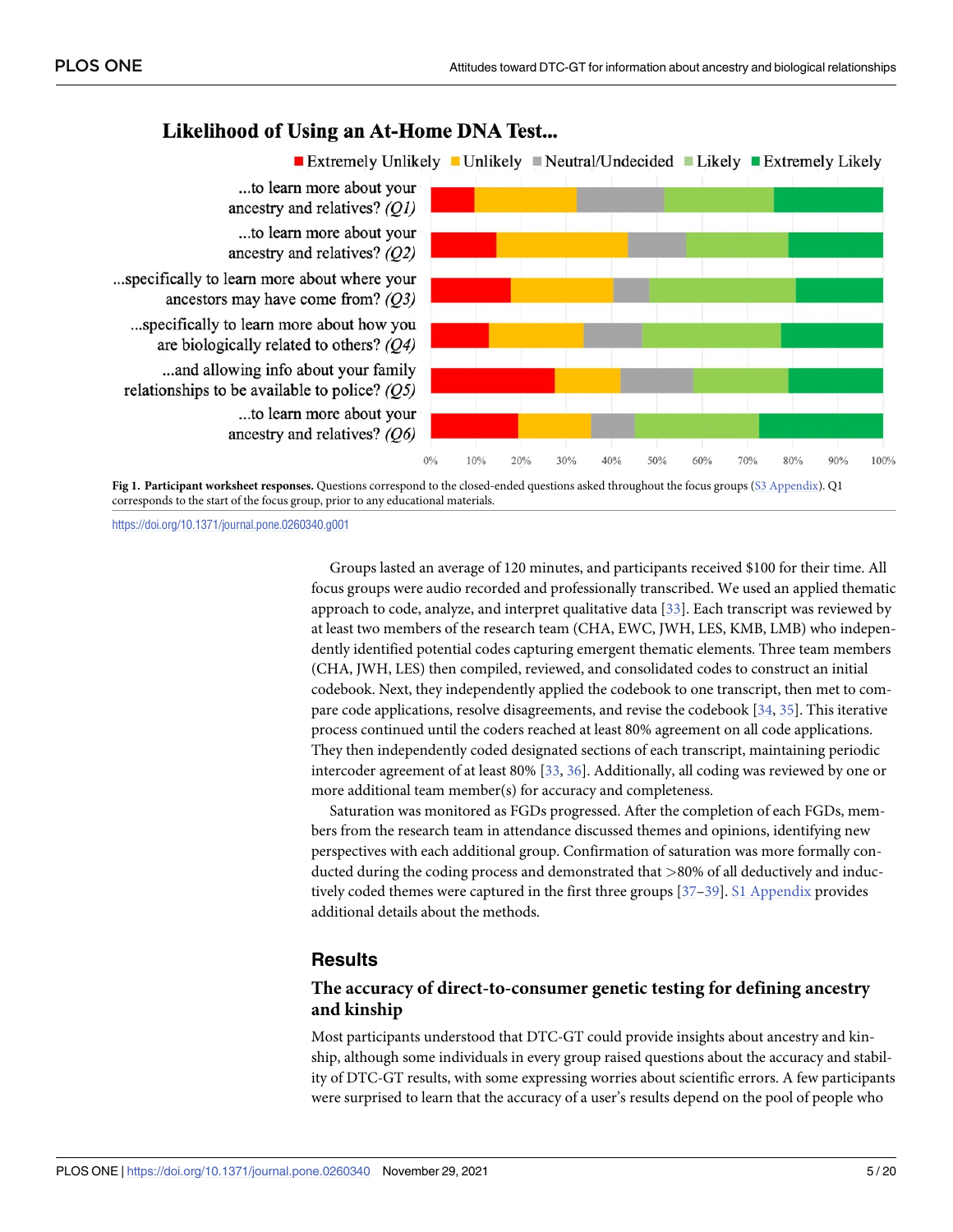Fig 1. **Participant worksheet responses.** Questions correspond to the closed-ended questions asked throughout the focus groups (S3 Appendix). Q1 corresponds to the start of the focus group, prior to any educational materials.

https://doi.org/10.1371/journal.pone.0260340.g001

Groups lasted an average of 120 minutes, and participants received $100 for their time. All focus groups were audio recorded and professionally transcribed. We used an applied thematic approach to code, analyze, and interpret qualitative data [33]. Each transcript was reviewed by at least two members of the research team (CHA, EWC, JWH, LES, KMB, LMB) who independently identified potential codes capturing emergent thematic elements. Three team members (CHA, JWH, LES) then compiled, reviewed, and consolidated codes to construct an initial codebook. Next, they independently applied the codebook to one transcript, then met to compare code applications, resolve disagreements, and revise the codebook [34, 35]. This iterative process continued until the coders reached at least 80% agreement on all code applications. They then independently coded designated sections of each transcript, maintaining periodic intercoder agreement of at least 80% [33, 36]. Additionally, all coding was reviewed by one or more additional team member(s) for accuracy and completeness.

Saturation was monitored as FGDs progressed. After the completion of each FGDs, members from the research team in attendance discussed themes and opinions, identifying new perspectives with each additional group. Confirmation of saturation was more formally conducted during the coding process and demonstrated that >80% of all deductively and inductively coded themes were captured in the first three groups [37–39]. S1 Appendix provides additional details about the methods.

## Results

### The accuracy of direct-to-consumer genetic testing for defining ancestry and kinship

Most participants understood that DTC-GT could provide insights about ancestry and kinship, although some individuals in every group raised questions about the accuracy and stability of DTC-GT results, with some expressing worries about scientific errors. A few participants were surprised to learn that the accuracy of a user's results depend on the pool of people who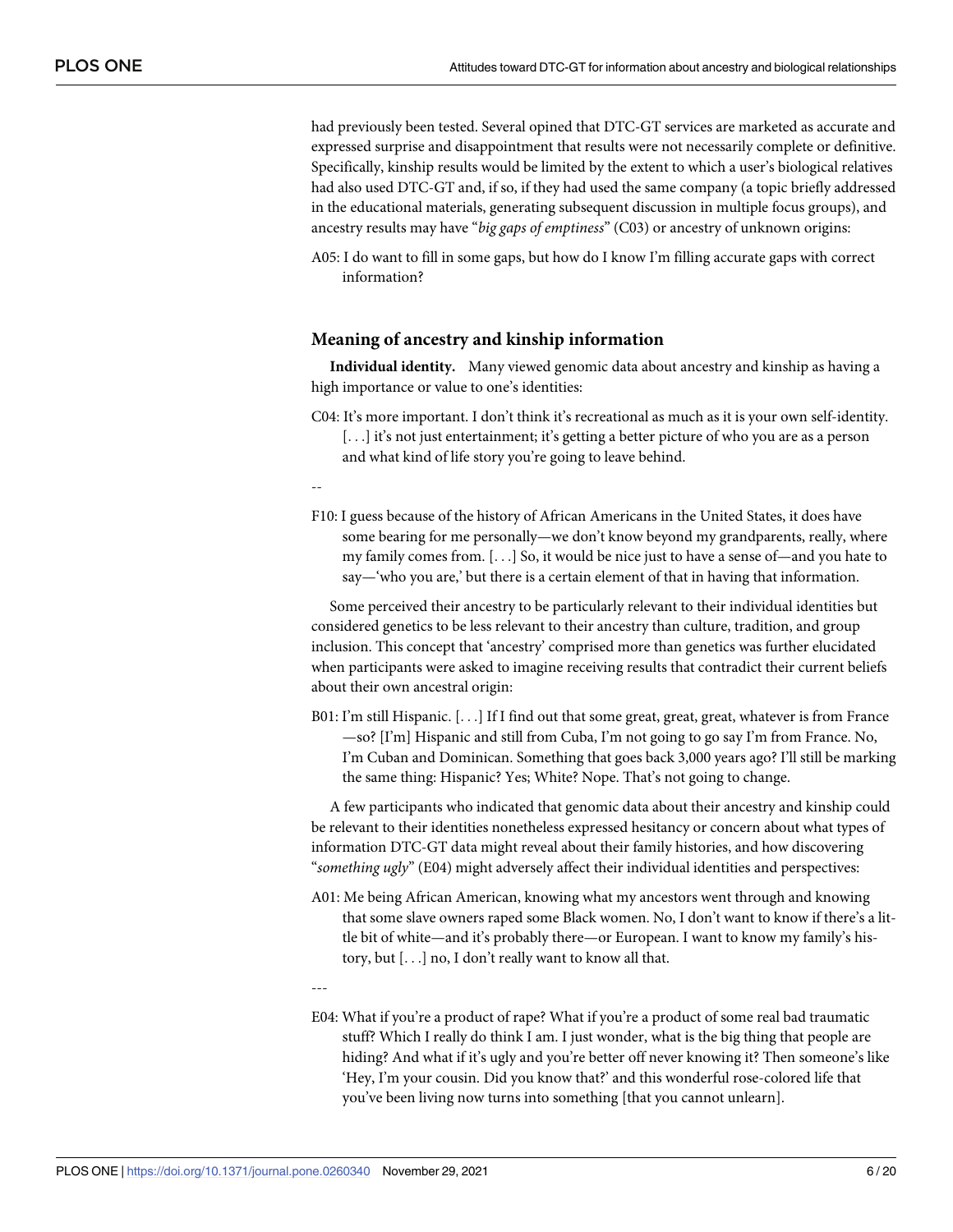had previously been tested. Several opined that DTC-GT services are marketed as accurate and expressed surprise and disappointment that results were not necessarily complete or definitive. Specifically, kinship results would be limited by the extent to which a user's biological relatives had also used DTC-GT and, if so, if they had used the same company (a topic briefly addressed in the educational materials, generating subsequent discussion in multiple focus groups), and ancestry results may have "*big gaps of emptiness*" (C03) or ancestry of unknown origins:

A05: I do want to fill in some gaps, but how do I know I'm filling accurate gaps with correct information?

## Meaning of ancestry and kinship information

**Individual identity.** Many viewed genomic data about ancestry and kinship as having a high importance or value to one's identities:

C04: It's more important. I don't think it's recreational as much as it is your own self-identity. [. . .] it's not just entertainment; it's getting a better picture of who you are as a person and what kind of life story you're going to leave behind.

--

F10: I guess because of the history of African Americans in the United States, it does have some bearing for me personally—we don't know beyond my grandparents, really, where my family comes from. [. . .] So, it would be nice just to have a sense of—and you hate to say—'who you are,' but there is a certain element of that in having that information.

Some perceived their ancestry to be particularly relevant to their individual identities but considered genetics to be less relevant to their ancestry than culture, tradition, and group inclusion. This concept that 'ancestry' comprised more than genetics was further elucidated when participants were asked to imagine receiving results that contradict their current beliefs about their own ancestral origin:

B01: I'm still Hispanic. [. . .] If I find out that some great, great, great, whatever is from France —so? [I'm] Hispanic and still from Cuba, I'm not going to go say I'm from France. No, I'm Cuban and Dominican. Something that goes back 3,000 years ago? I'll still be marking the same thing: Hispanic? Yes; White? Nope. That's not going to change.

A few participants who indicated that genomic data about their ancestry and kinship could be relevant to their identities nonetheless expressed hesitancy or concern about what types of information DTC-GT data might reveal about their family histories, and how discovering "*something ugly*" (E04) might adversely affect their individual identities and perspectives:

A01: Me being African American, knowing what my ancestors went through and knowing that some slave owners raped some Black women. No, I don't want to know if there's a little bit of white—and it's probably there—or European. I want to know my family's history, but [. . .] no, I don't really want to know all that.

---

E04: What if you're a product of rape? What if you're a product of some real bad traumatic stuff? Which I really do think I am. I just wonder, what is the big thing that people are hiding? And what if it's ugly and you're better off never knowing it? Then someone's like 'Hey, I'm your cousin. Did you know that?' and this wonderful rose-colored life that you've been living now turns into something [that you cannot unlearn].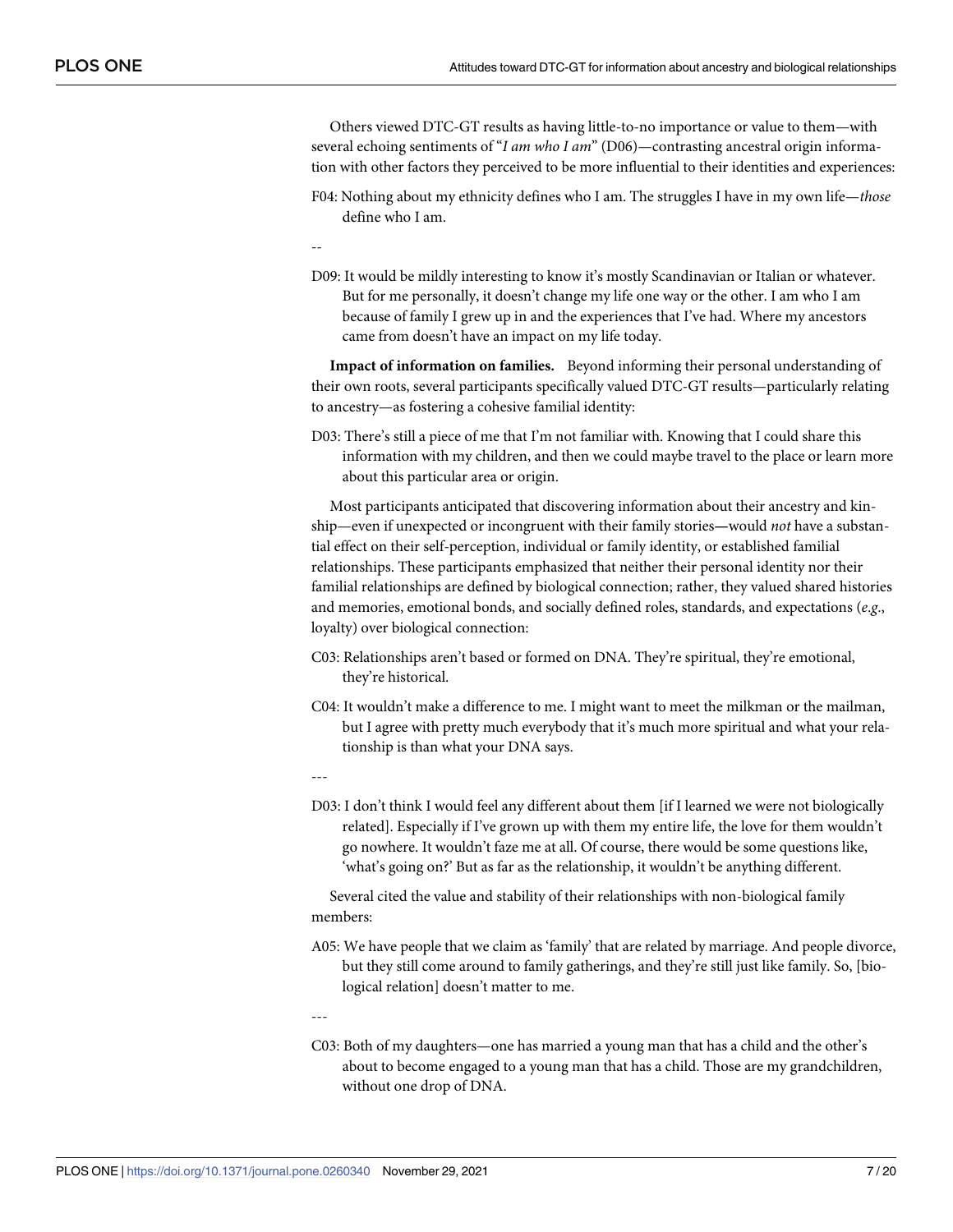Others viewed DTC-GT results as having little-to-no importance or value to them—with several echoing sentiments of "*I am who I am*" (D06)—contrasting ancestral origin information with other factors they perceived to be more influential to their identities and experiences:

F04: Nothing about my ethnicity defines who I am. The struggles I have in my own life—*those* define who I am.

--

D09: It would be mildly interesting to know it's mostly Scandinavian or Italian or whatever. But for me personally, it doesn't change my life one way or the other. I am who I am because of family I grew up in and the experiences that I've had. Where my ancestors came from doesn't have an impact on my life today.

**Impact of information on families.** Beyond informing their personal understanding of their own roots, several participants specifically valued DTC-GT results—particularly relating to ancestry—as fostering a cohesive familial identity:

D03: There's still a piece of me that I'm not familiar with. Knowing that I could share this information with my children, and then we could maybe travel to the place or learn more about this particular area or origin.

Most participants anticipated that discovering information about their ancestry and kinship—even if unexpected or incongruent with their family stories**—**would *not* have a substantial effect on their self-perception, individual or family identity, or established familial relationships. These participants emphasized that neither their personal identity nor their familial relationships are defined by biological connection; rather, they valued shared histories and memories, emotional bonds, and socially defined roles, standards, and expectations (*e*.*g*., loyalty) over biological connection:

C03: Relationships aren't based or formed on DNA. They're spiritual, they're emotional, they're historical.

C04: It wouldn't make a difference to me. I might want to meet the milkman or the mailman, but I agree with pretty much everybody that it's much more spiritual and what your relationship is than what your DNA says.

---

D03: I don't think I would feel any different about them [if I learned we were not biologically related]. Especially if I've grown up with them my entire life, the love for them wouldn't go nowhere. It wouldn't faze me at all. Of course, there would be some questions like, 'what's going on?' But as far as the relationship, it wouldn't be anything different.

Several cited the value and stability of their relationships with non-biological family members:

A05: We have people that we claim as 'family' that are related by marriage. And people divorce, but they still come around to family gatherings, and they're still just like family. So, [biological relation] doesn't matter to me.

---

C03: Both of my daughters—one has married a young man that has a child and the other's about to become engaged to a young man that has a child. Those are my grandchildren, without one drop of DNA.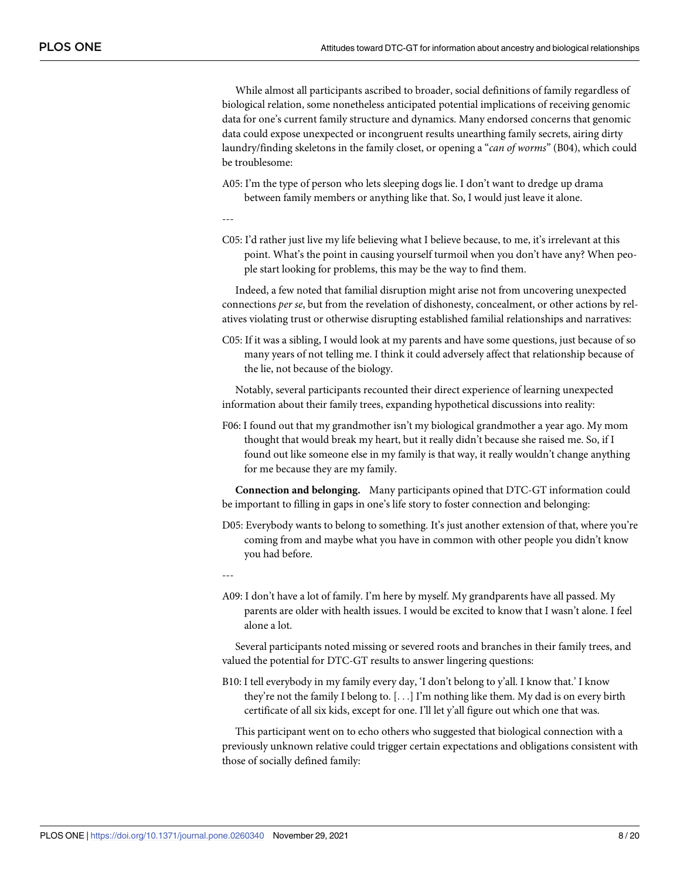While almost all participants ascribed to broader, social definitions of family regardless of biological relation, some nonetheless anticipated potential implications of receiving genomic data for one's current family structure and dynamics. Many endorsed concerns that genomic data could expose unexpected or incongruent results unearthing family secrets, airing dirty laundry/finding skeletons in the family closet, or opening a "*can of worms*" (B04), which could be troublesome:

A05: I'm the type of person who lets sleeping dogs lie. I don't want to dredge up drama between family members or anything like that. So, I would just leave it alone.

---

C05: I'd rather just live my life believing what I believe because, to me, it's irrelevant at this point. What's the point in causing yourself turmoil when you don't have any? When people start looking for problems, this may be the way to find them.

Indeed, a few noted that familial disruption might arise not from uncovering unexpected connections *per se*, but from the revelation of dishonesty, concealment, or other actions by relatives violating trust or otherwise disrupting established familial relationships and narratives:

C05: If it was a sibling, I would look at my parents and have some questions, just because of so many years of not telling me. I think it could adversely affect that relationship because of the lie, not because of the biology.

Notably, several participants recounted their direct experience of learning unexpected information about their family trees, expanding hypothetical discussions into reality:

F06: I found out that my grandmother isn't my biological grandmother a year ago. My mom thought that would break my heart, but it really didn't because she raised me. So, if I found out like someone else in my family is that way, it really wouldn't change anything for me because they are my family.

**Connection and belonging.** Many participants opined that DTC-GT information could be important to filling in gaps in one's life story to foster connection and belonging:

D05: Everybody wants to belong to something. It's just another extension of that, where you're coming from and maybe what you have in common with other people you didn't know you had before.

---

A09: I don't have a lot of family. I'm here by myself. My grandparents have all passed. My parents are older with health issues. I would be excited to know that I wasn't alone. I feel alone a lot.

Several participants noted missing or severed roots and branches in their family trees, and valued the potential for DTC-GT results to answer lingering questions:

B10: I tell everybody in my family every day, 'I don't belong to y'all. I know that.' I know they're not the family I belong to. [. . .] I'm nothing like them. My dad is on every birth certificate of all six kids, except for one. I'll let y'all figure out which one that was.

This participant went on to echo others who suggested that biological connection with a previously unknown relative could trigger certain expectations and obligations consistent with those of socially defined family: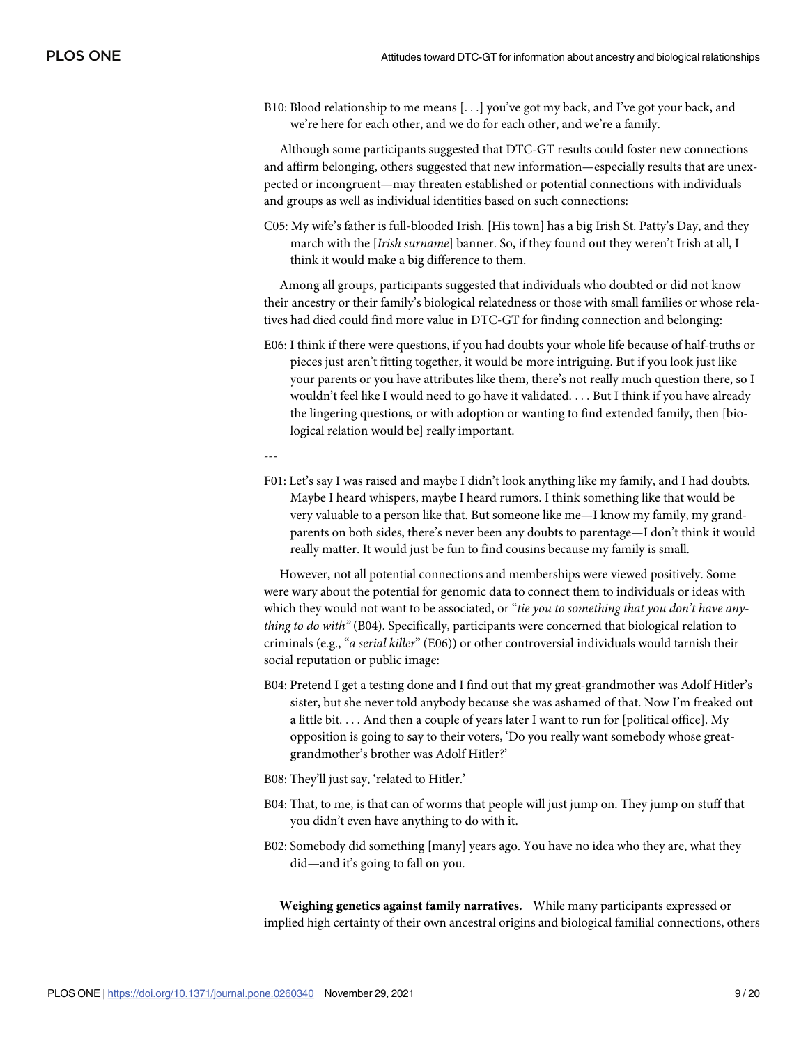B10: Blood relationship to me means [. . .] you've got my back, and I've got your back, and we're here for each other, and we do for each other, and we're a family.

Although some participants suggested that DTC-GT results could foster new connections and affirm belonging, others suggested that new information—especially results that are unexpected or incongruent—may threaten established or potential connections with individuals and groups as well as individual identities based on such connections:

C05: My wife's father is full-blooded Irish. [His town] has a big Irish St. Patty's Day, and they march with the [*Irish surname*] banner. So, if they found out they weren't Irish at all, I think it would make a big difference to them.

Among all groups, participants suggested that individuals who doubted or did not know their ancestry or their family's biological relatedness or those with small families or whose relatives had died could find more value in DTC-GT for finding connection and belonging:

E06: I think if there were questions, if you had doubts your whole life because of half-truths or pieces just aren't fitting together, it would be more intriguing. But if you look just like your parents or you have attributes like them, there's not really much question there, so I wouldn't feel like I would need to go have it validated. . . . But I think if you have already the lingering questions, or with adoption or wanting to find extended family, then [biological relation would be] really important.

---

F01: Let's say I was raised and maybe I didn't look anything like my family, and I had doubts. Maybe I heard whispers, maybe I heard rumors. I think something like that would be very valuable to a person like that. But someone like me—I know my family, my grandparents on both sides, there's never been any doubts to parentage—I don't think it would really matter. It would just be fun to find cousins because my family is small.

However, not all potential connections and memberships were viewed positively. Some were wary about the potential for genomic data to connect them to individuals or ideas with which they would not want to be associated, or "*tie you to something that you don't have anything to do with"* (B04). Specifically, participants were concerned that biological relation to criminals (e.g., "*a serial killer*" (E06)) or other controversial individuals would tarnish their social reputation or public image:

B04: Pretend I get a testing done and I find out that my great-grandmother was Adolf Hitler's sister, but she never told anybody because she was ashamed of that. Now I'm freaked out a little bit. . . . And then a couple of years later I want to run for [political office]. My opposition is going to say to their voters, 'Do you really want somebody whose great-grandmother's brother was Adolf Hitler?'

B08: They'll just say, 'related to Hitler.'

B04: That, to me, is that can of worms that people will just jump on. They jump on stuff that you didn't even have anything to do with it.

B02: Somebody did something [many] years ago. You have no idea who they are, what they did—and it's going to fall on you.

**Weighing genetics against family narratives.** While many participants expressed or implied high certainty of their own ancestral origins and biological familial connections, others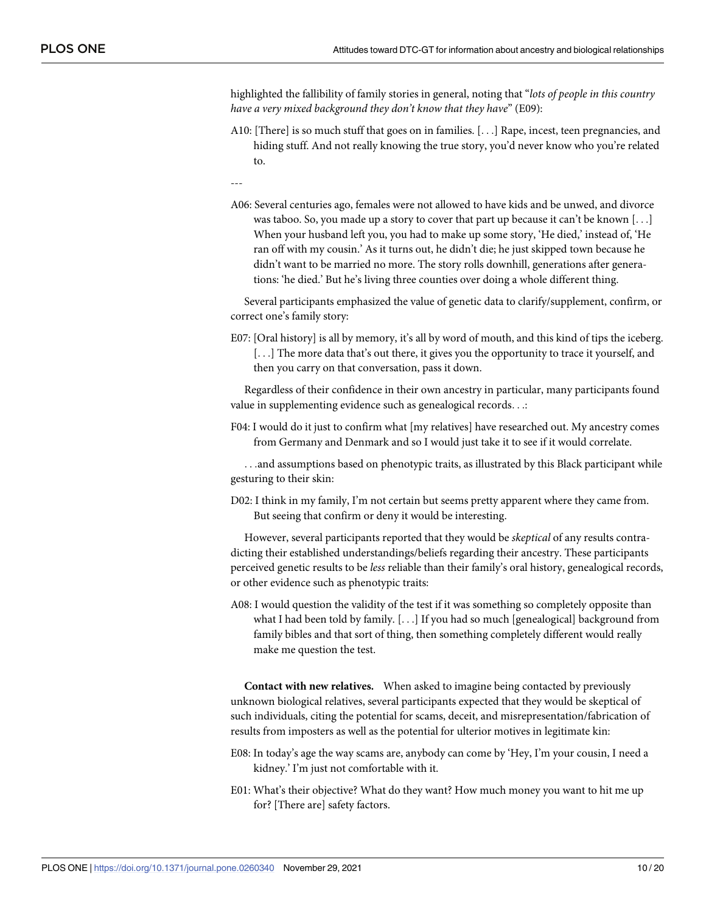highlighted the fallibility of family stories in general, noting that "*lots of people in this country have a very mixed background they don't know that they have*" (E09):

A10: [There] is so much stuff that goes on in families. [. . .] Rape, incest, teen pregnancies, and hiding stuff. And not really knowing the true story, you'd never know who you're related to.

---

A06: Several centuries ago, females were not allowed to have kids and be unwed, and divorce was taboo. So, you made up a story to cover that part up because it can't be known [. . .] When your husband left you, you had to make up some story, 'He died,' instead of, 'He ran off with my cousin.' As it turns out, he didn't die; he just skipped town because he didn't want to be married no more. The story rolls downhill, generations after generations: 'he died.' But he's living three counties over doing a whole different thing.

Several participants emphasized the value of genetic data to clarify/supplement, confirm, or correct one's family story:

E07: [Oral history] is all by memory, it's all by word of mouth, and this kind of tips the iceberg. [. . .] The more data that's out there, it gives you the opportunity to trace it yourself, and then you carry on that conversation, pass it down.

Regardless of their confidence in their own ancestry in particular, many participants found value in supplementing evidence such as genealogical records. . .:

F04: I would do it just to confirm what [my relatives] have researched out. My ancestry comes from Germany and Denmark and so I would just take it to see if it would correlate.

. . .and assumptions based on phenotypic traits, as illustrated by this Black participant while gesturing to their skin:

D02: I think in my family, I'm not certain but seems pretty apparent where they came from. But seeing that confirm or deny it would be interesting.

However, several participants reported that they would be *skeptical* of any results contradicting their established understandings/beliefs regarding their ancestry. These participants perceived genetic results to be *less* reliable than their family's oral history, genealogical records, or other evidence such as phenotypic traits:

A08: I would question the validity of the test if it was something so completely opposite than what I had been told by family. [. . .] If you had so much [genealogical] background from family bibles and that sort of thing, then something completely different would really make me question the test.

**Contact with new relatives.** When asked to imagine being contacted by previously unknown biological relatives, several participants expected that they would be skeptical of such individuals, citing the potential for scams, deceit, and misrepresentation/fabrication of results from imposters as well as the potential for ulterior motives in legitimate kin:

E08: In today's age the way scams are, anybody can come by 'Hey, I'm your cousin, I need a kidney.' I'm just not comfortable with it.

E01: What's their objective? What do they want? How much money you want to hit me up for? [There are] safety factors.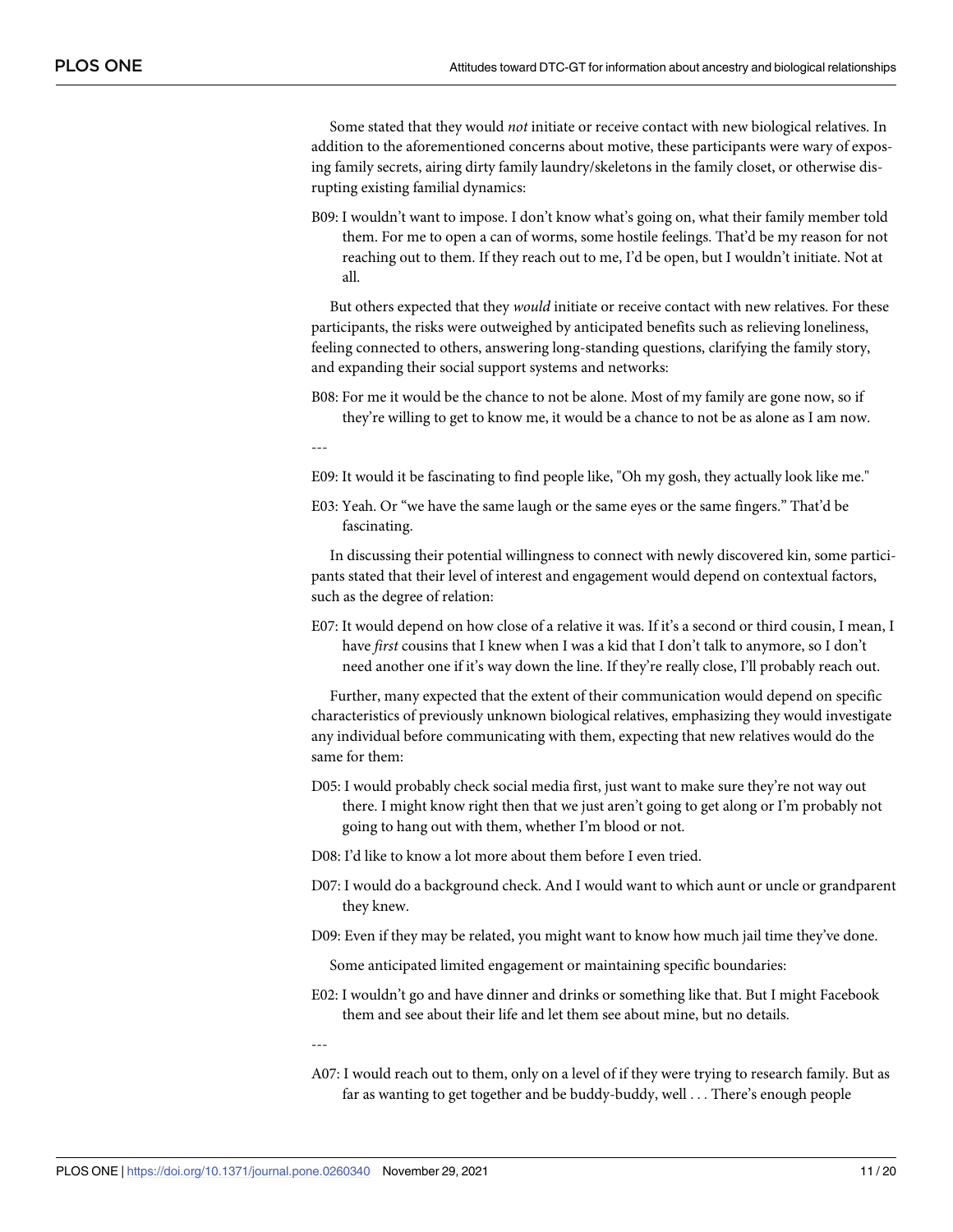Some stated that they would *not* initiate or receive contact with new biological relatives. In addition to the aforementioned concerns about motive, these participants were wary of exposing family secrets, airing dirty family laundry/skeletons in the family closet, or otherwise disrupting existing familial dynamics:

B09: I wouldn't want to impose. I don't know what's going on, what their family member told them. For me to open a can of worms, some hostile feelings. That'd be my reason for not reaching out to them. If they reach out to me, I'd be open, but I wouldn't initiate. Not at all.

But others expected that they *would* initiate or receive contact with new relatives. For these participants, the risks were outweighed by anticipated benefits such as relieving loneliness, feeling connected to others, answering long-standing questions, clarifying the family story, and expanding their social support systems and networks:

B08: For me it would be the chance to not be alone. Most of my family are gone now, so if they're willing to get to know me, it would be a chance to not be as alone as I am now.

---

E09: It would it be fascinating to find people like, "Oh my gosh, they actually look like me."

E03: Yeah. Or "we have the same laugh or the same eyes or the same fingers." That'd be fascinating.

In discussing their potential willingness to connect with newly discovered kin, some participants stated that their level of interest and engagement would depend on contextual factors, such as the degree of relation:

E07: It would depend on how close of a relative it was. If it's a second or third cousin, I mean, I have *first* cousins that I knew when I was a kid that I don't talk to anymore, so I don't need another one if it's way down the line. If they're really close, I'll probably reach out.

Further, many expected that the extent of their communication would depend on specific characteristics of previously unknown biological relatives, emphasizing they would investigate any individual before communicating with them, expecting that new relatives would do the same for them:

D05: I would probably check social media first, just want to make sure they're not way out there. I might know right then that we just aren't going to get along or I'm probably not going to hang out with them, whether I'm blood or not.

D08: I'd like to know a lot more about them before I even tried.

D07: I would do a background check. And I would want to which aunt or uncle or grandparent they knew.

D09: Even if they may be related, you might want to know how much jail time they've done.

Some anticipated limited engagement or maintaining specific boundaries:

E02: I wouldn't go and have dinner and drinks or something like that. But I might Facebook them and see about their life and let them see about mine, but no details.

---

A07: I would reach out to them, only on a level of if they were trying to research family. But as far as wanting to get together and be buddy-buddy, well . . . There's enough people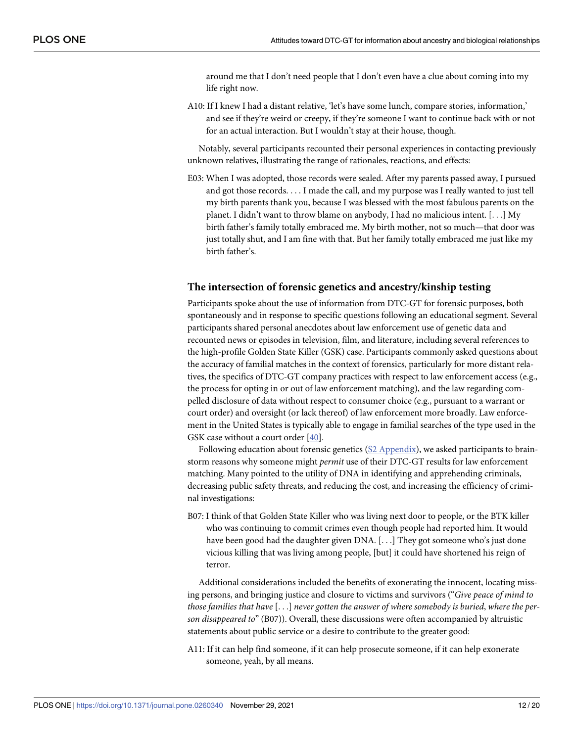around me that I don't need people that I don't even have a clue about coming into my life right now.

A10: If I knew I had a distant relative, 'let's have some lunch, compare stories, information,' and see if they're weird or creepy, if they're someone I want to continue back with or not for an actual interaction. But I wouldn't stay at their house, though.

Notably, several participants recounted their personal experiences in contacting previously unknown relatives, illustrating the range of rationales, reactions, and effects:

E03: When I was adopted, those records were sealed. After my parents passed away, I pursued and got those records. . . . I made the call, and my purpose was I really wanted to just tell my birth parents thank you, because I was blessed with the most fabulous parents on the planet. I didn't want to throw blame on anybody, I had no malicious intent. [. . .] My birth father's family totally embraced me. My birth mother, not so much—that door was just totally shut, and I am fine with that. But her family totally embraced me just like my birth father's.

## The intersection of forensic genetics and ancestry/kinship testing

Participants spoke about the use of information from DTC-GT for forensic purposes, both spontaneously and in response to specific questions following an educational segment. Several participants shared personal anecdotes about law enforcement use of genetic data and recounted news or episodes in television, film, and literature, including several references to the high-profile Golden State Killer (GSK) case. Participants commonly asked questions about the accuracy of familial matches in the context of forensics, particularly for more distant relatives, the specifics of DTC-GT company practices with respect to law enforcement access (e.g., the process for opting in or out of law enforcement matching), and the law regarding compelled disclosure of data without respect to consumer choice (e.g., pursuant to a warrant or court order) and oversight (or lack thereof) of law enforcement more broadly. Law enforcement in the United States is typically able to engage in familial searches of the type used in the GSK case without a court order [40].

Following education about forensic genetics (S2 Appendix), we asked participants to brainstorm reasons why someone might *permit* use of their DTC-GT results for law enforcement matching. Many pointed to the utility of DNA in identifying and apprehending criminals, decreasing public safety threats, and reducing the cost, and increasing the efficiency of criminal investigations:

B07: I think of that Golden State Killer who was living next door to people, or the BTK killer who was continuing to commit crimes even though people had reported him. It would have been good had the daughter given DNA. [. . .] They got someone who's just done vicious killing that was living among people, [but] it could have shortened his reign of terror.

Additional considerations included the benefits of exonerating the innocent, locating missing persons, and bringing justice and closure to victims and survivors ("*Give peace of mind to those families that have* [. . .] *never gotten the answer of where somebody is buried, where the person disappeared to*" (B07)). Overall, these discussions were often accompanied by altruistic statements about public service or a desire to contribute to the greater good:

A11: If it can help find someone, if it can help prosecute someone, if it can help exonerate someone, yeah, by all means.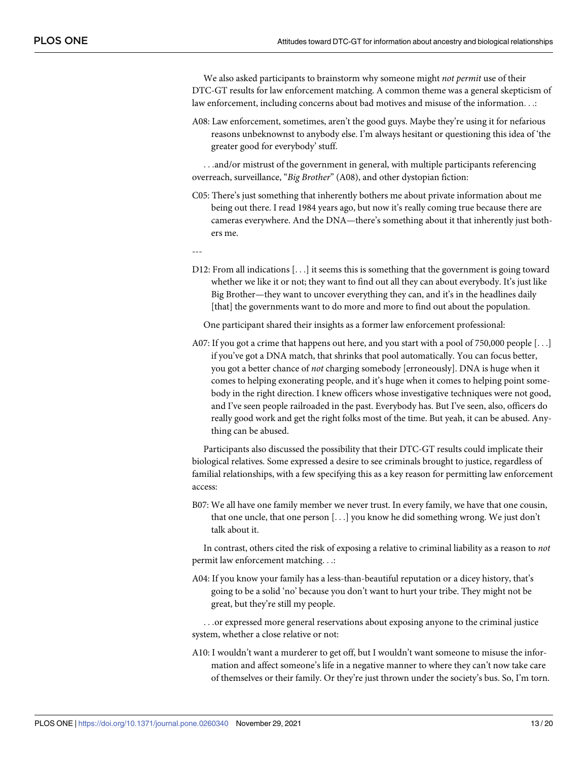We also asked participants to brainstorm why someone might *not permit* use of their DTC-GT results for law enforcement matching. A common theme was a general skepticism of law enforcement, including concerns about bad motives and misuse of the information. . .:

A08: Law enforcement, sometimes, aren't the good guys. Maybe they're using it for nefarious reasons unbeknownst to anybody else. I'm always hesitant or questioning this idea of 'the greater good for everybody' stuff.

. . .and/or mistrust of the government in general, with multiple participants referencing overreach, surveillance, "*Big Brother*" (A08), and other dystopian fiction:

C05: There's just something that inherently bothers me about private information about me being out there. I read 1984 years ago, but now it's really coming true because there are cameras everywhere. And the DNA—there's something about it that inherently just bothers me.

---

D12: From all indications [. . .] it seems this is something that the government is going toward whether we like it or not; they want to find out all they can about everybody. It's just like Big Brother—they want to uncover everything they can, and it's in the headlines daily [that] the governments want to do more and more to find out about the population.

One participant shared their insights as a former law enforcement professional:

A07: If you got a crime that happens out here, and you start with a pool of 750,000 people [. . .] if you've got a DNA match, that shrinks that pool automatically. You can focus better, you got a better chance of *not* charging somebody [erroneously]. DNA is huge when it comes to helping exonerating people, and it's huge when it comes to helping point somebody in the right direction. I knew officers whose investigative techniques were not good, and I've seen people railroaded in the past. Everybody has. But I've seen, also, officers do really good work and get the right folks most of the time. But yeah, it can be abused. Anything can be abused.

Participants also discussed the possibility that their DTC-GT results could implicate their biological relatives. Some expressed a desire to see criminals brought to justice, regardless of familial relationships, with a few specifying this as a key reason for permitting law enforcement access:

B07: We all have one family member we never trust. In every family, we have that one cousin, that one uncle, that one person [. . .] you know he did something wrong. We just don't talk about it.

In contrast, others cited the risk of exposing a relative to criminal liability as a reason to *not* permit law enforcement matching. . .:

A04: If you know your family has a less-than-beautiful reputation or a dicey history, that's going to be a solid 'no' because you don't want to hurt your tribe. They might not be great, but they're still my people.

. . .or expressed more general reservations about exposing anyone to the criminal justice system, whether a close relative or not:

A10: I wouldn't want a murderer to get off, but I wouldn't want someone to misuse the information and affect someone's life in a negative manner to where they can't now take care of themselves or their family. Or they're just thrown under the society's bus. So, I'm torn.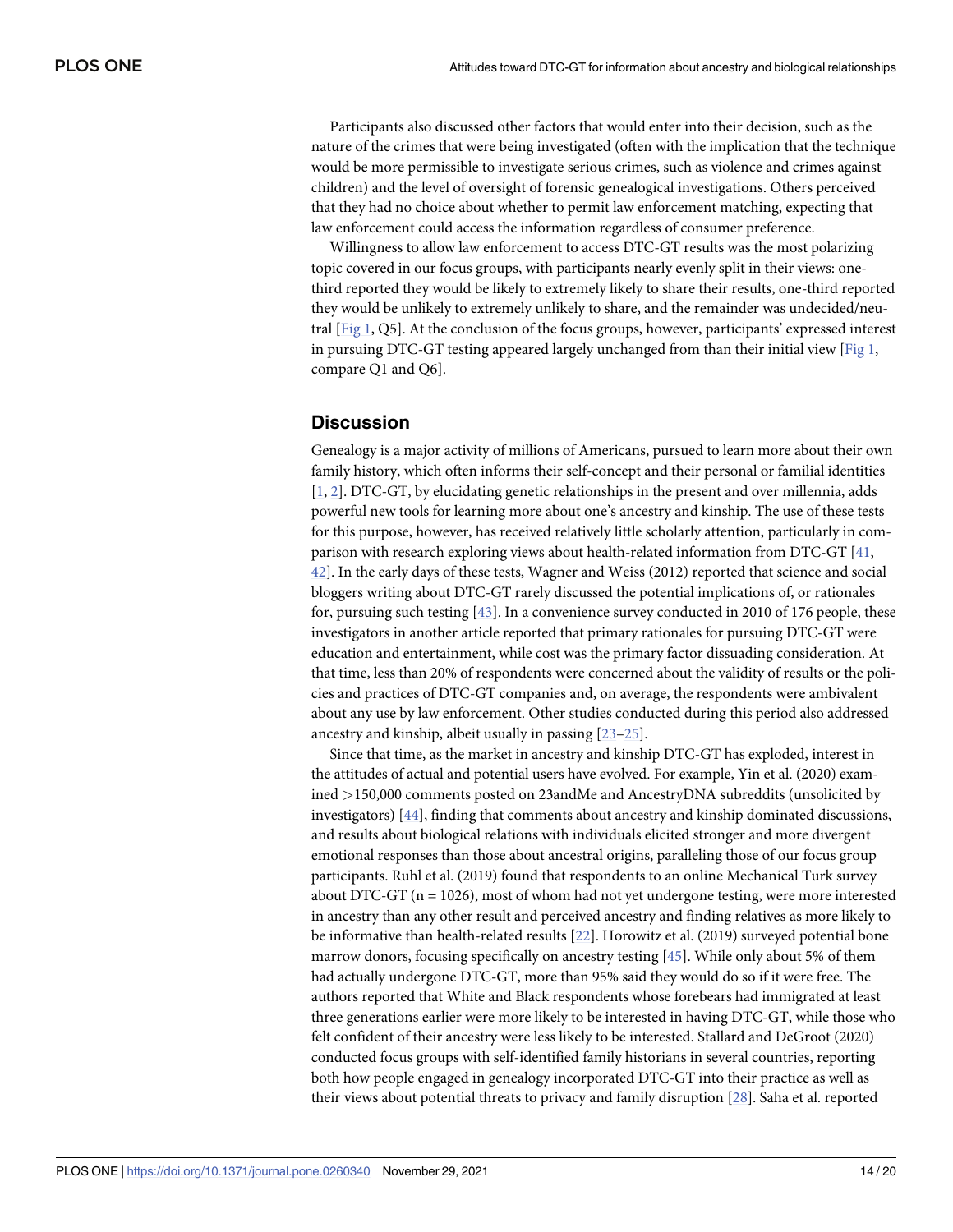Participants also discussed other factors that would enter into their decision, such as the nature of the crimes that were being investigated (often with the implication that the technique would be more permissible to investigate serious crimes, such as violence and crimes against children) and the level of oversight of forensic genealogical investigations. Others perceived that they had no choice about whether to permit law enforcement matching, expecting that law enforcement could access the information regardless of consumer preference.

Willingness to allow law enforcement to access DTC-GT results was the most polarizing topic covered in our focus groups, with participants nearly evenly split in their views: one-third reported they would be likely to extremely likely to share their results, one-third reported they would be unlikely to extremely unlikely to share, and the remainder was undecided/neutral [Fig 1, Q5]. At the conclusion of the focus groups, however, participants' expressed interest in pursuing DTC-GT testing appeared largely unchanged from than their initial view [Fig 1, compare Q1 and Q6].

## Discussion

Genealogy is a major activity of millions of Americans, pursued to learn more about their own family history, which often informs their self-concept and their personal or familial identities [1, 2]. DTC-GT, by elucidating genetic relationships in the present and over millennia, adds powerful new tools for learning more about one's ancestry and kinship. The use of these tests for this purpose, however, has received relatively little scholarly attention, particularly in comparison with research exploring views about health-related information from DTC-GT [41, 42]. In the early days of these tests, Wagner and Weiss (2012) reported that science and social bloggers writing about DTC-GT rarely discussed the potential implications of, or rationales for, pursuing such testing [43]. In a convenience survey conducted in 2010 of 176 people, these investigators in another article reported that primary rationales for pursuing DTC-GT were education and entertainment, while cost was the primary factor dissuading consideration. At that time, less than 20% of respondents were concerned about the validity of results or the policies and practices of DTC-GT companies and, on average, the respondents were ambivalent about any use by law enforcement. Other studies conducted during this period also addressed ancestry and kinship, albeit usually in passing [23–25].

Since that time, as the market in ancestry and kinship DTC-GT has exploded, interest in the attitudes of actual and potential users have evolved. For example, Yin et al. (2020) examined >150,000 comments posted on 23andMe and AncestryDNA subreddits (unsolicited by investigators) [44], finding that comments about ancestry and kinship dominated discussions, and results about biological relations with individuals elicited stronger and more divergent emotional responses than those about ancestral origins, paralleling those of our focus group participants. Ruhl et al. (2019) found that respondents to an online Mechanical Turk survey about DTC-GT (n = 1026), most of whom had not yet undergone testing, were more interested in ancestry than any other result and perceived ancestry and finding relatives as more likely to be informative than health-related results [22]. Horowitz et al. (2019) surveyed potential bone marrow donors, focusing specifically on ancestry testing [45]. While only about 5% of them had actually undergone DTC-GT, more than 95% said they would do so if it were free. The authors reported that White and Black respondents whose forebears had immigrated at least three generations earlier were more likely to be interested in having DTC-GT, while those who felt confident of their ancestry were less likely to be interested. Stallard and DeGroot (2020) conducted focus groups with self-identified family historians in several countries, reporting both how people engaged in genealogy incorporated DTC-GT into their practice as well as their views about potential threats to privacy and family disruption [28]. Saha et al. reported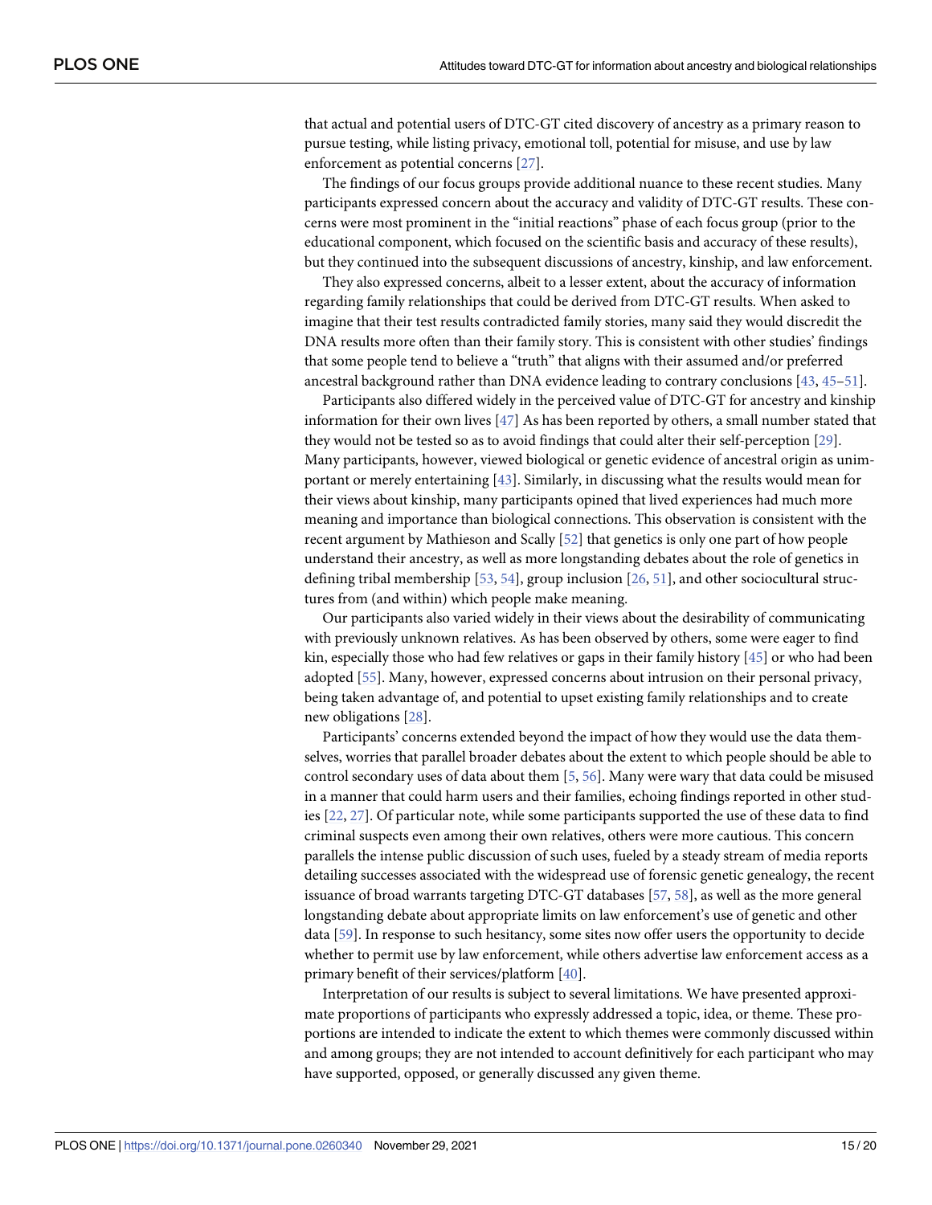that actual and potential users of DTC-GT cited discovery of ancestry as a primary reason to pursue testing, while listing privacy, emotional toll, potential for misuse, and use by law enforcement as potential concerns [27].

The findings of our focus groups provide additional nuance to these recent studies. Many participants expressed concern about the accuracy and validity of DTC-GT results. These concerns were most prominent in the "initial reactions" phase of each focus group (prior to the educational component, which focused on the scientific basis and accuracy of these results), but they continued into the subsequent discussions of ancestry, kinship, and law enforcement.

They also expressed concerns, albeit to a lesser extent, about the accuracy of information regarding family relationships that could be derived from DTC-GT results. When asked to imagine that their test results contradicted family stories, many said they would discredit the DNA results more often than their family story. This is consistent with other studies' findings that some people tend to believe a "truth" that aligns with their assumed and/or preferred ancestral background rather than DNA evidence leading to contrary conclusions [43, 45–51].

Participants also differed widely in the perceived value of DTC-GT for ancestry and kinship information for their own lives [47] As has been reported by others, a small number stated that they would not be tested so as to avoid findings that could alter their self-perception [29]. Many participants, however, viewed biological or genetic evidence of ancestral origin as unimportant or merely entertaining [43]. Similarly, in discussing what the results would mean for their views about kinship, many participants opined that lived experiences had much more meaning and importance than biological connections. This observation is consistent with the recent argument by Mathieson and Scally [52] that genetics is only one part of how people understand their ancestry, as well as more longstanding debates about the role of genetics in defining tribal membership [53, 54], group inclusion [26, 51], and other sociocultural structures from (and within) which people make meaning.

Our participants also varied widely in their views about the desirability of communicating with previously unknown relatives. As has been observed by others, some were eager to find kin, especially those who had few relatives or gaps in their family history [45] or who had been adopted [55]. Many, however, expressed concerns about intrusion on their personal privacy, being taken advantage of, and potential to upset existing family relationships and to create new obligations [28].

Participants' concerns extended beyond the impact of how they would use the data themselves, worries that parallel broader debates about the extent to which people should be able to control secondary uses of data about them [5, 56]. Many were wary that data could be misused in a manner that could harm users and their families, echoing findings reported in other studies [22, 27]. Of particular note, while some participants supported the use of these data to find criminal suspects even among their own relatives, others were more cautious. This concern parallels the intense public discussion of such uses, fueled by a steady stream of media reports detailing successes associated with the widespread use of forensic genetic genealogy, the recent issuance of broad warrants targeting DTC-GT databases [57, 58], as well as the more general longstanding debate about appropriate limits on law enforcement's use of genetic and other data [59]. In response to such hesitancy, some sites now offer users the opportunity to decide whether to permit use by law enforcement, while others advertise law enforcement access as a primary benefit of their services/platform [40].

Interpretation of our results is subject to several limitations. We have presented approximate proportions of participants who expressly addressed a topic, idea, or theme. These proportions are intended to indicate the extent to which themes were commonly discussed within and among groups; they are not intended to account definitively for each participant who may have supported, opposed, or generally discussed any given theme.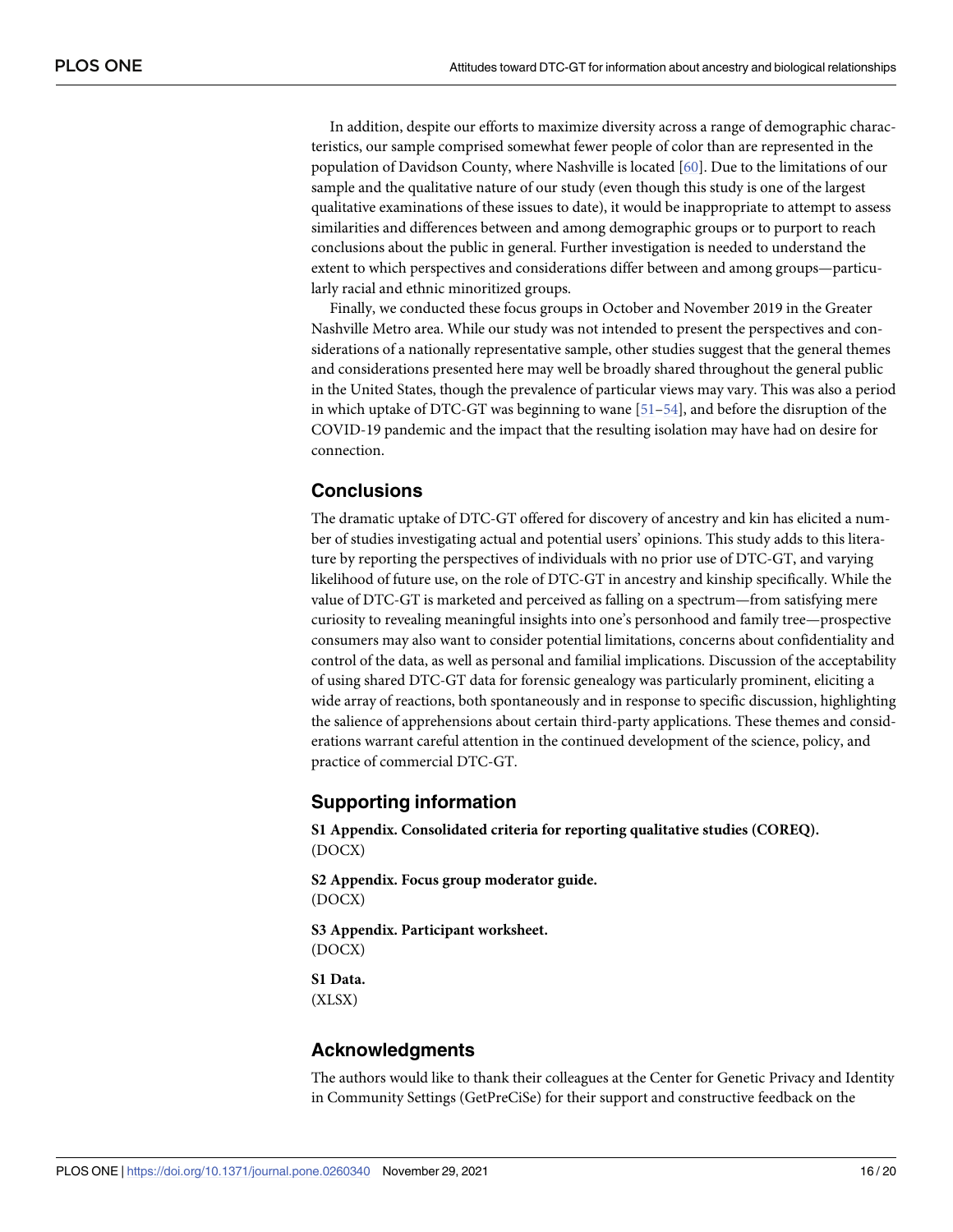In addition, despite our efforts to maximize diversity across a range of demographic characteristics, our sample comprised somewhat fewer people of color than are represented in the population of Davidson County, where Nashville is located [60]. Due to the limitations of our sample and the qualitative nature of our study (even though this study is one of the largest qualitative examinations of these issues to date), it would be inappropriate to attempt to assess similarities and differences between and among demographic groups or to purport to reach conclusions about the public in general. Further investigation is needed to understand the extent to which perspectives and considerations differ between and among groups—particularly racial and ethnic minoritized groups.

Finally, we conducted these focus groups in October and November 2019 in the Greater Nashville Metro area. While our study was not intended to present the perspectives and considerations of a nationally representative sample, other studies suggest that the general themes and considerations presented here may well be broadly shared throughout the general public in the United States, though the prevalence of particular views may vary. This was also a period in which uptake of DTC-GT was beginning to wane [51–54], and before the disruption of the COVID-19 pandemic and the impact that the resulting isolation may have had on desire for connection.

## Conclusions

The dramatic uptake of DTC-GT offered for discovery of ancestry and kin has elicited a number of studies investigating actual and potential users' opinions. This study adds to this literature by reporting the perspectives of individuals with no prior use of DTC-GT, and varying likelihood of future use, on the role of DTC-GT in ancestry and kinship specifically. While the value of DTC-GT is marketed and perceived as falling on a spectrum—from satisfying mere curiosity to revealing meaningful insights into one's personhood and family tree—prospective consumers may also want to consider potential limitations, concerns about confidentiality and control of the data, as well as personal and familial implications. Discussion of the acceptability of using shared DTC-GT data for forensic genealogy was particularly prominent, eliciting a wide array of reactions, both spontaneously and in response to specific discussion, highlighting the salience of apprehensions about certain third-party applications. These themes and considerations warrant careful attention in the continued development of the science, policy, and practice of commercial DTC-GT.

## Supporting information

**S1 Appendix. Consolidated criteria for reporting qualitative studies (COREQ).**
(DOCX)

**S2 Appendix. Focus group moderator guide.**
(DOCX)

**S3 Appendix. Participant worksheet.**
(DOCX)

**S1 Data.**
(XLSX)

## Acknowledgments

The authors would like to thank their colleagues at the Center for Genetic Privacy and Identity in Community Settings (GetPreCiSe) for their support and constructive feedback on the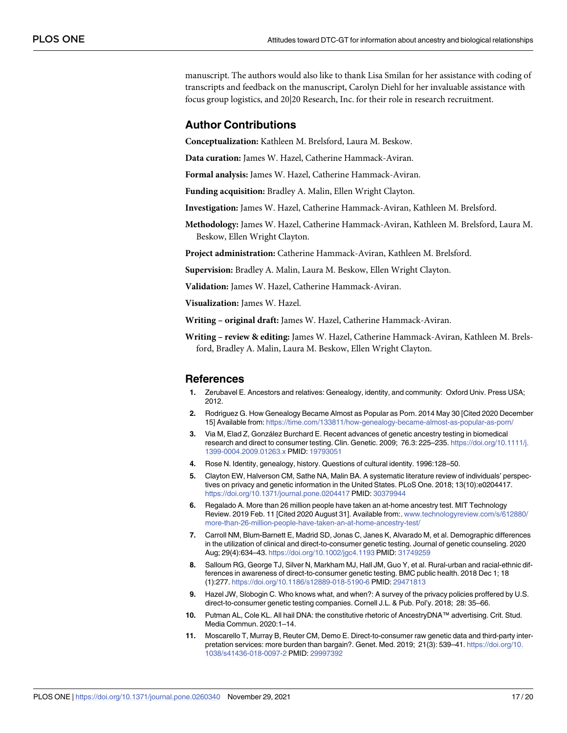manuscript. The authors would also like to thank Lisa Smilan for her assistance with coding of transcripts and feedback on the manuscript, Carolyn Diehl for her invaluable assistance with focus group logistics, and 20|20 Research, Inc. for their role in research recruitment.

## Author Contributions

**Conceptualization:** Kathleen M. Brelsford, Laura M. Beskow.

**Data curation:** James W. Hazel, Catherine Hammack-Aviran.

**Formal analysis:** James W. Hazel, Catherine Hammack-Aviran.

**Funding acquisition:** Bradley A. Malin, Ellen Wright Clayton.

**Investigation:** James W. Hazel, Catherine Hammack-Aviran, Kathleen M. Brelsford.

**Methodology:** James W. Hazel, Catherine Hammack-Aviran, Kathleen M. Brelsford, Laura M. Beskow, Ellen Wright Clayton.

**Project administration:** Catherine Hammack-Aviran, Kathleen M. Brelsford.

**Supervision:** Bradley A. Malin, Laura M. Beskow, Ellen Wright Clayton.

**Validation:** James W. Hazel, Catherine Hammack-Aviran.

**Visualization:** James W. Hazel.

**Writing – original draft:** James W. Hazel, Catherine Hammack-Aviran.

**Writing – review & editing:** James W. Hazel, Catherine Hammack-Aviran, Kathleen M. Brelsford, Bradley A. Malin, Laura M. Beskow, Ellen Wright Clayton.

## References

1. Zerubavel E. Ancestors and relatives: Genealogy, identity, and community: Oxford Univ. Press USA; 2012.
2. Rodriguez G. How Genealogy Became Almost as Popular as Porn. 2014 May 30 [Cited 2020 December 15] Available from: https://time.com/133811/how-genealogy-became-almost-as-popular-as-porn/
3. Via M, Elad Z, González Burchard E. Recent advances of genetic ancestry testing in biomedical research and direct to consumer testing. Clin. Genetic. 2009; 76.3: 225–235. https://doi.org/10.1111/j.1399-0004.2009.01263.x PMID: 19793051
4. Rose N. Identity, genealogy, history. Questions of cultural identity. 1996:128–50.
5. Clayton EW, Halverson CM, Sathe NA, Malin BA. A systematic literature review of individuals' perspectives on privacy and genetic information in the United States. PLoS One. 2018; 13(10):e0204417. https://doi.org/10.1371/journal.pone.0204417 PMID: 30379944
6. Regalado A. More than 26 million people have taken an at-home ancestry test. MIT Technology Review. 2019 Feb. 11 [Cited 2020 August 31]. Available from:. www.technologyreview.com/s/612880/more-than-26-million-people-have-taken-an-at-home-ancestry-test/
7. Carroll NM, Blum-Barnett E, Madrid SD, Jonas C, Janes K, Alvarado M, et al. Demographic differences in the utilization of clinical and direct-to-consumer genetic testing. Journal of genetic counseling. 2020 Aug; 29(4):634–43. https://doi.org/10.1002/jgc4.1193 PMID: 31749259
8. Salloum RG, George TJ, Silver N, Markham MJ, Hall JM, Guo Y, et al. Rural-urban and racial-ethnic differences in awareness of direct-to-consumer genetic testing. BMC public health. 2018 Dec 1; 18 (1):277. https://doi.org/10.1186/s12889-018-5190-6 PMID: 29471813
9. Hazel JW, Slobogin C. Who knows what, and when?: A survey of the privacy policies proffered by U.S. direct-to-consumer genetic testing companies. Cornell J.L. & Pub. Pol'y. 2018; 28: 35–66.
10. Putman AL, Cole KL. All hail DNA: the constitutive rhetoric of AncestryDNA™ advertising. Crit. Stud. Media Commun. 2020:1–14.
11. Moscarello T, Murray B, Reuter CM, Demo E. Direct-to-consumer raw genetic data and third-party interpretation services: more burden than bargain?. Genet. Med. 2019; 21(3): 539–41. https://doi.org/10.1038/s41436-018-0097-2 PMID: 29997392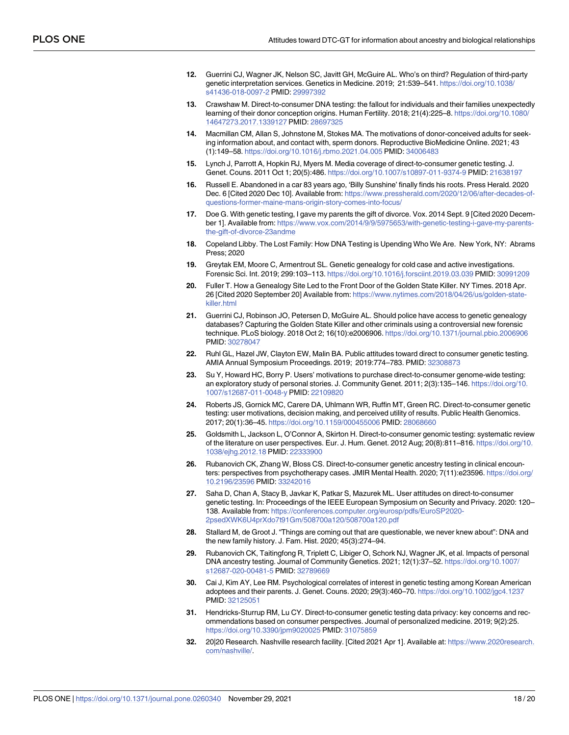12. Guerrini CJ, Wagner JK, Nelson SC, Javitt GH, McGuire AL. Who's on third? Regulation of third-party genetic interpretation services. Genetics in Medicine. 2019; 21:539–541. https://doi.org/10.1038/s41436-018-0097-2 PMID: 29997392

13. Crawshaw M. Direct-to-consumer DNA testing: the fallout for individuals and their families unexpectedly learning of their donor conception origins. Human Fertility. 2018; 21(4):225–8. https://doi.org/10.1080/14647273.2017.1339127 PMID: 28697325

14. Macmillan CM, Allan S, Johnstone M, Stokes MA. The motivations of donor-conceived adults for seeking information about, and contact with, sperm donors. Reproductive BioMedicine Online. 2021; 43 (1):149–58. https://doi.org/10.1016/j.rbmo.2021.04.005 PMID: 34006483

15. Lynch J, Parrott A, Hopkin RJ, Myers M. Media coverage of direct-to-consumer genetic testing. J. Genet. Couns. 2011 Oct 1; 20(5):486. https://doi.org/10.1007/s10897-011-9374-9 PMID: 21638197

16. Russell E. Abandoned in a car 83 years ago, 'Billy Sunshine' finally finds his roots. Press Herald. 2020 Dec. 6 [Cited 2020 Dec 10]. Available from: https://www.pressherald.com/2020/12/06/after-decades-of-questions-former-maine-mans-origin-story-comes-into-focus/

17. Doe G. With genetic testing, I gave my parents the gift of divorce. Vox. 2014 Sept. 9 [Cited 2020 December 1]. Available from: https://www.vox.com/2014/9/9/5975653/with-genetic-testing-i-gave-my-parents-the-gift-of-divorce-23andme

18. Copeland Libby. The Lost Family: How DNA Testing is Upending Who We Are. New York, NY: Abrams Press; 2020

19. Greytak EM, Moore C, Armentrout SL. Genetic genealogy for cold case and active investigations. Forensic Sci. Int. 2019; 299:103–113. https://doi.org/10.1016/j.forsciint.2019.03.039 PMID: 30991209

20. Fuller T. How a Genealogy Site Led to the Front Door of the Golden State Killer. NY Times. 2018 Apr. 26 [Cited 2020 September 20] Available from: https://www.nytimes.com/2018/04/26/us/golden-state-killer.html

21. Guerrini CJ, Robinson JO, Petersen D, McGuire AL. Should police have access to genetic genealogy databases? Capturing the Golden State Killer and other criminals using a controversial new forensic technique. PLoS biology. 2018 Oct 2; 16(10):e2006906. https://doi.org/10.1371/journal.pbio.2006906 PMID: 30278047

22. Ruhl GL, Hazel JW, Clayton EW, Malin BA. Public attitudes toward direct to consumer genetic testing. AMIA Annual Symposium Proceedings. 2019; 2019:774–783. PMID: 32308873

23. Su Y, Howard HC, Borry P. Users' motivations to purchase direct-to-consumer genome-wide testing: an exploratory study of personal stories. J. Community Genet. 2011; 2(3):135–146. https://doi.org/10.1007/s12687-011-0048-y PMID: 22109820

24. Roberts JS, Gornick MC, Carere DA, Uhlmann WR, Ruffin MT, Green RC. Direct-to-consumer genetic testing: user motivations, decision making, and perceived utility of results. Public Health Genomics. 2017; 20(1):36–45. https://doi.org/10.1159/000455006 PMID: 28068660

25. Goldsmith L, Jackson L, O'Connor A, Skirton H. Direct-to-consumer genomic testing: systematic review of the literature on user perspectives. Eur. J. Hum. Genet. 2012 Aug; 20(8):811–816. https://doi.org/10.1038/ejhg.2012.18 PMID: 22333900

26. Rubanovich CK, Zhang W, Bloss CS. Direct-to-consumer genetic ancestry testing in clinical encounters: perspectives from psychotherapy cases. JMIR Mental Health. 2020; 7(11):e23596. https://doi.org/10.2196/23596 PMID: 33242016

27. Saha D, Chan A, Stacy B, Javkar K, Patkar S, Mazurek ML. User attitudes on direct-to-consumer genetic testing. In: Proceedings of the IEEE European Symposium on Security and Privacy. 2020: 120–138. Available from: https://conferences.computer.org/eurosp/pdfs/EuroSP2020-2psedXWK6U4prXdo7t91Gm/508700a120/508700a120.pdf

28. Stallard M, de Groot J. "Things are coming out that are questionable, we never knew about": DNA and the new family history. J. Fam. Hist. 2020; 45(3):274–94.

29. Rubanovich CK, Taitingfong R, Triplett C, Libiger O, Schork NJ, Wagner JK, et al. Impacts of personal DNA ancestry testing. Journal of Community Genetics. 2021; 12(1):37–52. https://doi.org/10.1007/s12687-020-00481-5 PMID: 32789669

30. Cai J, Kim AY, Lee RM. Psychological correlates of interest in genetic testing among Korean American adoptees and their parents. J. Genet. Couns. 2020; 29(3):460–70. https://doi.org/10.1002/jgc4.1237 PMID: 32125051

31. Hendricks-Sturrup RM, Lu CY. Direct-to-consumer genetic testing data privacy: key concerns and recommendations based on consumer perspectives. Journal of personalized medicine. 2019; 9(2):25. https://doi.org/10.3390/jpm9020025 PMID: 31075859

32. 20|20 Research. Nashville research facility. [Cited 2021 Apr 1]. Available at: https://www.2020research.com/nashville/.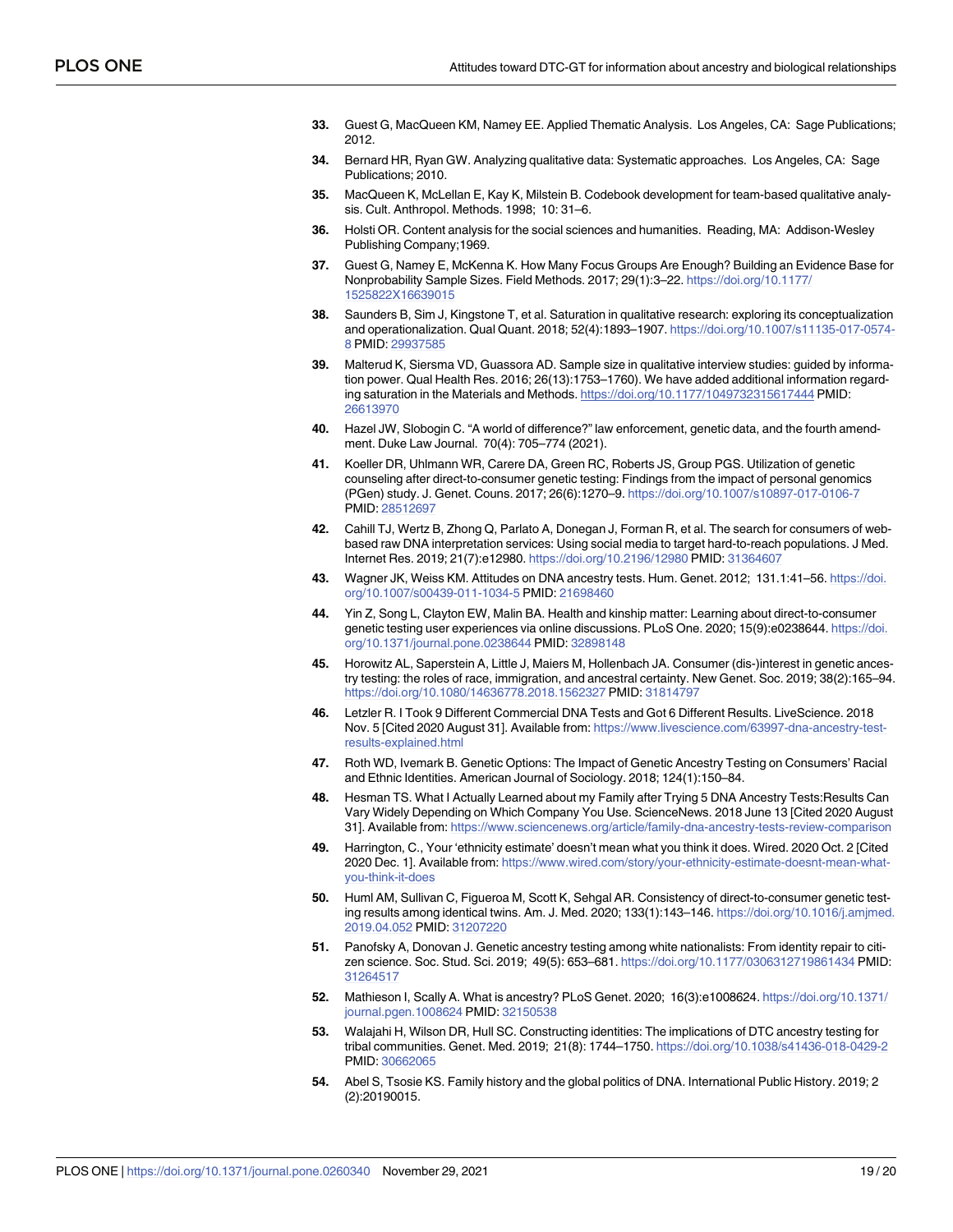33. Guest G, MacQueen KM, Namey EE. Applied Thematic Analysis. Los Angeles, CA: Sage Publications; 2012.

34. Bernard HR, Ryan GW. Analyzing qualitative data: Systematic approaches. Los Angeles, CA: Sage Publications; 2010.

35. MacQueen K, McLellan E, Kay K, Milstein B. Codebook development for team-based qualitative analysis. Cult. Anthropol. Methods. 1998; 10: 31–6.

36. Holsti OR. Content analysis for the social sciences and humanities. Reading, MA: Addison-Wesley Publishing Company;1969.

37. Guest G, Namey E, McKenna K. How Many Focus Groups Are Enough? Building an Evidence Base for Nonprobability Sample Sizes. Field Methods. 2017; 29(1):3–22. https://doi.org/10.1177/1525822X16639015

38. Saunders B, Sim J, Kingstone T, et al. Saturation in qualitative research: exploring its conceptualization and operationalization. Qual Quant. 2018; 52(4):1893–1907. https://doi.org/10.1007/s11135-017-0574-8 PMID: 29937585

39. Malterud K, Siersma VD, Guassora AD. Sample size in qualitative interview studies: guided by information power. Qual Health Res. 2016; 26(13):1753–1760). We have added additional information regarding saturation in the Materials and Methods. https://doi.org/10.1177/1049732315617444 PMID: 26613970

40. Hazel JW, Slobogin C. "A world of difference?" law enforcement, genetic data, and the fourth amendment. Duke Law Journal. 70(4): 705–774 (2021).

41. Koeller DR, Uhlmann WR, Carere DA, Green RC, Roberts JS, Group PGS. Utilization of genetic counseling after direct-to-consumer genetic testing: Findings from the impact of personal genomics (PGen) study. J. Genet. Couns. 2017; 26(6):1270–9. https://doi.org/10.1007/s10897-017-0106-7 PMID: 28512697

42. Cahill TJ, Wertz B, Zhong Q, Parlato A, Donegan J, Forman R, et al. The search for consumers of web-based raw DNA interpretation services: Using social media to target hard-to-reach populations. J Med. Internet Res. 2019; 21(7):e12980. https://doi.org/10.2196/12980 PMID: 31364607

43. Wagner JK, Weiss KM. Attitudes on DNA ancestry tests. Hum. Genet. 2012; 131.1:41–56. https://doi.org/10.1007/s00439-011-1034-5 PMID: 21698460

44. Yin Z, Song L, Clayton EW, Malin BA. Health and kinship matter: Learning about direct-to-consumer genetic testing user experiences via online discussions. PLoS One. 2020; 15(9):e0238644. https://doi.org/10.1371/journal.pone.0238644 PMID: 32898148

45. Horowitz AL, Saperstein A, Little J, Maiers M, Hollenbach JA. Consumer (dis-)interest in genetic ancestry testing: the roles of race, immigration, and ancestral certainty. New Genet. Soc. 2019; 38(2):165–94. https://doi.org/10.1080/14636778.2018.1562327 PMID: 31814797

46. Letzler R. I Took 9 Different Commercial DNA Tests and Got 6 Different Results. LiveScience. 2018 Nov. 5 [Cited 2020 August 31]. Available from: https://www.livescience.com/63997-dna-ancestry-test-results-explained.html

47. Roth WD, Ivemark B. Genetic Options: The Impact of Genetic Ancestry Testing on Consumers' Racial and Ethnic Identities. American Journal of Sociology. 2018; 124(1):150–84.

48. Hesman TS. What I Actually Learned about my Family after Trying 5 DNA Ancestry Tests:Results Can Vary Widely Depending on Which Company You Use. ScienceNews. 2018 June 13 [Cited 2020 August 31]. Available from: https://www.sciencenews.org/article/family-dna-ancestry-tests-review-comparison

49. Harrington, C., Your 'ethnicity estimate' doesn't mean what you think it does. Wired. 2020 Oct. 2 [Cited 2020 Dec. 1]. Available from: https://www.wired.com/story/your-ethnicity-estimate-doesnt-mean-what-you-think-it-does

50. Huml AM, Sullivan C, Figueroa M, Scott K, Sehgal AR. Consistency of direct-to-consumer genetic testing results among identical twins. Am. J. Med. 2020; 133(1):143–146. https://doi.org/10.1016/j.amjmed.2019.04.052 PMID: 31207220

51. Panofsky A, Donovan J. Genetic ancestry testing among white nationalists: From identity repair to citizen science. Soc. Stud. Sci. 2019; 49(5): 653–681. https://doi.org/10.1177/0306312719861434 PMID: 31264517

52. Mathieson I, Scally A. What is ancestry? PLoS Genet. 2020; 16(3):e1008624. https://doi.org/10.1371/journal.pgen.1008624 PMID: 32150538

53. Walajahi H, Wilson DR, Hull SC. Constructing identities: The implications of DTC ancestry testing for tribal communities. Genet. Med. 2019; 21(8): 1744–1750. https://doi.org/10.1038/s41436-018-0429-2 PMID: 30662065

54. Abel S, Tsosie KS. Family history and the global politics of DNA. International Public History. 2019; 2 (2):20190015.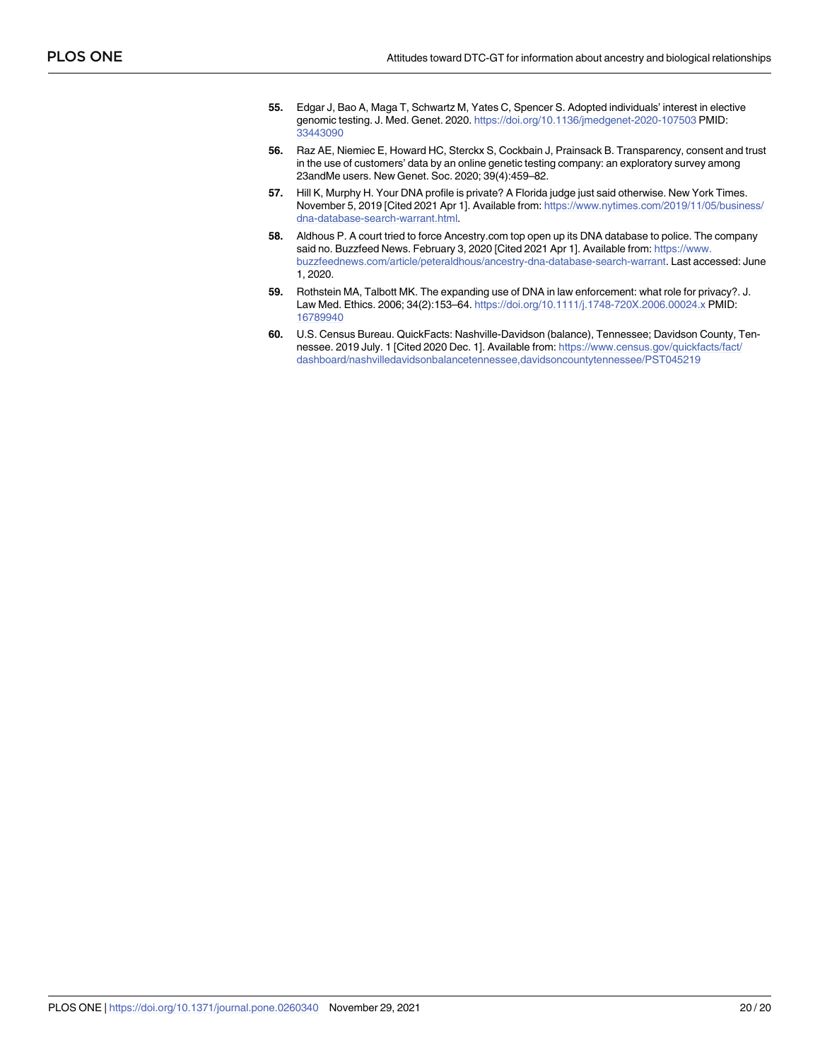55. Edgar J, Bao A, Maga T, Schwartz M, Yates C, Spencer S. Adopted individuals' interest in elective genomic testing. J. Med. Genet. 2020. https://doi.org/10.1136/jmedgenet-2020-107503 PMID: 33443090

56. Raz AE, Niemiec E, Howard HC, Sterckx S, Cockbain J, Prainsack B. Transparency, consent and trust in the use of customers' data by an online genetic testing company: an exploratory survey among 23andMe users. New Genet. Soc. 2020; 39(4):459–82.

57. Hill K, Murphy H. Your DNA profile is private? A Florida judge just said otherwise. New York Times. November 5, 2019 [Cited 2021 Apr 1]. Available from: https://www.nytimes.com/2019/11/05/business/dna-database-search-warrant.html.

58. Aldhous P. A court tried to force Ancestry.com top open up its DNA database to police. The company said no. Buzzfeed News. February 3, 2020 [Cited 2021 Apr 1]. Available from: https://www.buzzfeednews.com/article/peteraldhous/ancestry-dna-database-search-warrant. Last accessed: June 1, 2020.

59. Rothstein MA, Talbott MK. The expanding use of DNA in law enforcement: what role for privacy?. J. Law Med. Ethics. 2006; 34(2):153–64. https://doi.org/10.1111/j.1748-720X.2006.00024.x PMID: 16789940

60. U.S. Census Bureau. QuickFacts: Nashville-Davidson (balance), Tennessee; Davidson County, Tennessee. 2019 July. 1 [Cited 2020 Dec. 1]. Available from: https://www.census.gov/quickfacts/fact/dashboard/nashvilledavidsonbalancetennessee,davidsoncountytennessee/PST045219